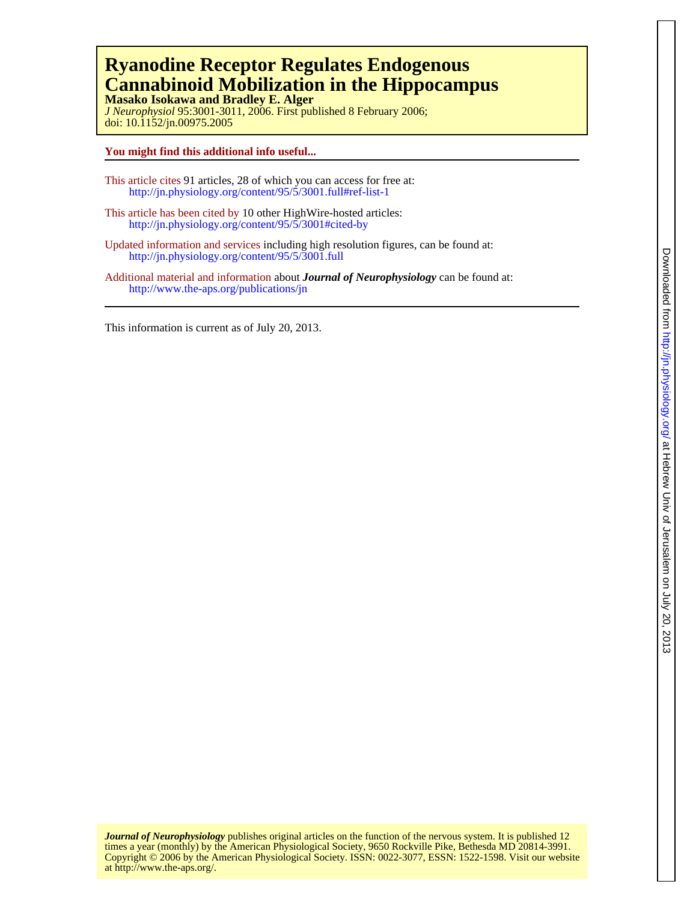# Ryanodine Receptor Regulates Endogenous Cannabinoid Mobilization in the Hippocampus

**Masako Isokawa and Bradley E. Alger**

*J Neurophysiol* 95:3001-3011, 2006. First published 8 February 2006;
doi: 10.1152/jn.00975.2005

**You might find this additional info useful...**

This article cites 91 articles, 28 of which you can access for free at:
http://jn.physiology.org/content/95/5/3001.full#ref-list-1

This article has been cited by 10 other HighWire-hosted articles:
http://jn.physiology.org/content/95/5/3001#cited-by

Updated information and services including high resolution figures, can be found at:
http://jn.physiology.org/content/95/5/3001.full

Additional material and information about ***Journal of Neurophysiology*** can be found at:
http://www.the-aps.org/publications/jn

This information is current as of July 20, 2013.

***Journal of Neurophysiology*** publishes original articles on the function of the nervous system. It is published 12 times a year (monthly) by the American Physiological Society, 9650 Rockville Pike, Bethesda MD 20814-3991. Copyright © 2006 by the American Physiological Society. ISSN: 0022-3077, ESSN: 1522-1598. Visit our website at http://www.the-aps.org/.

Downloaded from http://jn.physiology.org/ at Hebrew Univ of Jerusalem on July 20, 2013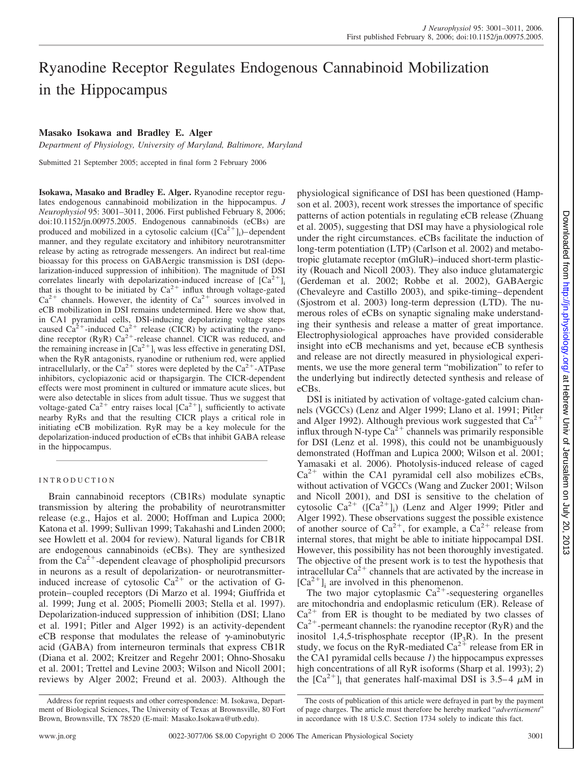# Ryanodine Receptor Regulates Endogenous Cannabinoid Mobilization in the Hippocampus

**Masako Isokawa and Bradley E. Alger**

*Department of Physiology, University of Maryland, Baltimore, Maryland*

Submitted 21 September 2005; accepted in final form 2 February 2006

**Isokawa, Masako and Bradley E. Alger.** Ryanodine receptor regulates endogenous cannabinoid mobilization in the hippocampus. *J Neurophysiol* 95: 3001–3011, 2006. First published February 8, 2006; doi:10.1152/jn.00975.2005. Endogenous cannabinoids (eCBs) are produced and mobilized in a cytosolic calcium ($[Ca^{2+}]_i$)–dependent manner, and they regulate excitatory and inhibitory neurotransmitter release by acting as retrograde messengers. An indirect but real-time bioassay for this process on GABAergic transmission is DSI (depolarization-induced suppression of inhibition). The magnitude of DSI correlates linearly with depolarization-induced increase of $[Ca^{2+}]_i$ that is thought to be initiated by $Ca^{2+}$ influx through voltage-gated $Ca^{2+}$ channels. However, the identity of $Ca^{2+}$ sources involved in eCB mobilization in DSI remains undetermined. Here we show that, in CA1 pyramidal cells, DSI-inducing depolarizing voltage steps caused $Ca^{2+}$-induced $Ca^{2+}$ release (CICR) by activating the ryanodine receptor (RyR) $Ca^{2+}$-release channel. CICR was reduced, and the remaining increase in $[Ca^{2+}]_i$ was less effective in generating DSI, when the RyR antagonists, ryanodine or ruthenium red, were applied intracellularly, or the $Ca^{2+}$ stores were depleted by the $Ca^{2+}$-ATPase inhibitors, cyclopiazonic acid or thapsigargin. The CICR-dependent effects were most prominent in cultured or immature acute slices, but were also detectable in slices from adult tissue. Thus we suggest that voltage-gated $Ca^{2+}$ entry raises local $[Ca^{2+}]_i$ sufficiently to activate nearby RyRs and that the resulting CICR plays a critical role in initiating eCB mobilization. RyR may be a key molecule for the depolarization-induced production of eCBs that inhibit GABA release in the hippocampus.

## INTRODUCTION

Brain cannabinoid receptors (CB1Rs) modulate synaptic transmission by altering the probability of neurotransmitter release (e.g., Hajos et al. 2000; Hoffman and Lupica 2000; Katona et al. 1999; Sullivan 1999; Takahashi and Linden 2000; see Howlett et al. 2004 for review). Natural ligands for CB1R are endogenous cannabinoids (eCBs). They are synthesized from the $Ca^{2+}$-dependent cleavage of phospholipid precursors in neurons as a result of depolarization- or neurotransmitter-induced increase of cytosolic $Ca^{2+}$ or the activation of G-protein–coupled receptors (Di Marzo et al. 1994; Giuffrida et al. 1999; Jung et al. 2005; Piomelli 2003; Stella et al. 1997). Depolarization-induced suppression of inhibition (DSI; Llano et al. 1991; Pitler and Alger 1992) is an activity-dependent eCB response that modulates the release of γ-aminobutyric acid (GABA) from interneuron terminals that express CB1R (Diana et al. 2002; Kreitzer and Regehr 2001; Ohno-Shosaku et al. 2001; Trettel and Levine 2003; Wilson and Nicoll 2001; reviews by Alger 2002; Freund et al. 2003). Although the physiological significance of DSI has been questioned (Hampson et al. 2003), recent work stresses the importance of specific patterns of action potentials in regulating eCB release (Zhuang et al. 2005), suggesting that DSI may have a physiological role under the right circumstances. eCBs facilitate the induction of long-term potentiation (LTP) (Carlson et al. 2002) and metabotropic glutamate receptor (mGluR)–induced short-term plasticity (Rouach and Nicoll 2003). They also induce glutamatergic (Gerdeman et al. 2002; Robbe et al. 2002), GABAergic (Chevaleyre and Castillo 2003), and spike-timing–dependent (Sjostrom et al. 2003) long-term depression (LTD). The numerous roles of eCBs on synaptic signaling make understanding their synthesis and release a matter of great importance. Electrophysiological approaches have provided considerable insight into eCB mechanisms and yet, because eCB synthesis and release are not directly measured in physiological experiments, we use the more general term "mobilization" to refer to the underlying but indirectly detected synthesis and release of eCBs.

DSI is initiated by activation of voltage-gated calcium channels (VGCCs) (Lenz and Alger 1999; Llano et al. 1991; Pitler and Alger 1992). Although previous work suggested that $Ca^{2+}$ influx through N-type $Ca^{2+}$ channels was primarily responsible for DSI (Lenz et al. 1998), this could not be unambiguously demonstrated (Hoffman and Lupica 2000; Wilson et al. 2001; Yamasaki et al. 2006). Photolysis-induced release of caged $Ca^{2+}$ within the CA1 pyramidal cell also mobilizes eCBs, without activation of VGCCs (Wang and Zucker 2001; Wilson and Nicoll 2001), and DSI is sensitive to the chelation of cytosolic $Ca^{2+}$ ($[Ca^{2+}]_i$) (Lenz and Alger 1999; Pitler and Alger 1992). These observations suggest the possible existence of another source of $Ca^{2+}$, for example, a $Ca^{2+}$ release from internal stores, that might be able to initiate hippocampal DSI. However, this possibility has not been thoroughly investigated. The objective of the present work is to test the hypothesis that intracellular $Ca^{2+}$ channels that are activated by the increase in $[Ca^{2+}]_i$ are involved in this phenomenon.

The two major cytoplasmic $Ca^{2+}$-sequestering organelles are mitochondria and endoplasmic reticulum (ER). Release of $Ca^{2+}$ from ER is thought to be mediated by two classes of $Ca^{2+}$-permeant channels: the ryanodine receptor (RyR) and the inositol 1,4,5-trisphosphate receptor ($IP_3R$). In the present study, we focus on the RyR-mediated $Ca^{2+}$ release from ER in the CA1 pyramidal cells because *1*) the hippocampus expresses high concentrations of all RyR isoforms (Sharp et al. 1993); *2*) the $[Ca^{2+}]_i$ that generates half-maximal DSI is 3.5–4 μM in

Address for reprint requests and other correspondence: M. Isokawa, Department of Biological Sciences, The University of Texas at Brownsville, 80 Fort Brown, Brownsville, TX 78520 (E-mail: Masako.Isokawa@utb.edu).

The costs of publication of this article were defrayed in part by the payment of page charges. The article must therefore be hereby marked "*advertisement*" in accordance with 18 U.S.C. Section 1734 solely to indicate this fact.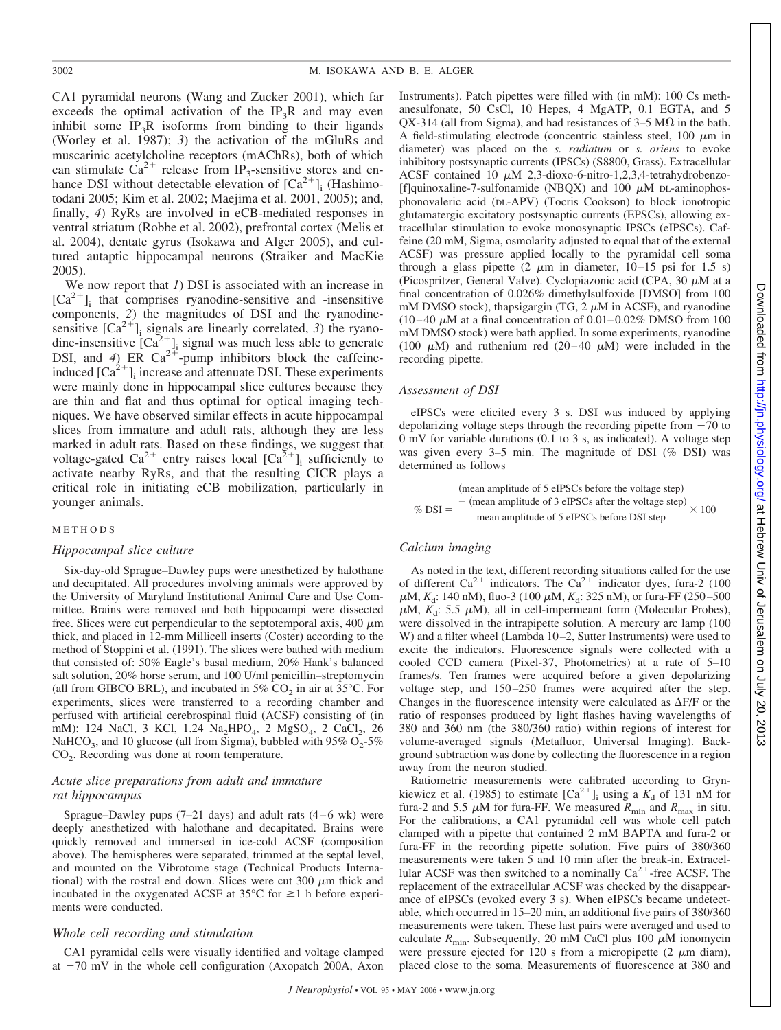CA1 pyramidal neurons (Wang and Zucker 2001), which far exceeds the optimal activation of the $IP_3R$ and may even inhibit some $IP_3R$ isoforms from binding to their ligands (Worley et al. 1987); *3*) the activation of the mGluRs and muscarinic acetylcholine receptors (mAChRs), both of which can stimulate $Ca^{2+}$ release from $IP_3$-sensitive stores and enhance DSI without detectable elevation of $[Ca^{2+}]_i$ (Hashimotodani 2005; Kim et al. 2002; Maejima et al. 2001, 2005); and, finally, *4*) RyRs are involved in eCB-mediated responses in ventral striatum (Robbe et al. 2002), prefrontal cortex (Melis et al. 2004), dentate gyrus (Isokawa and Alger 2005), and cultured autaptic hippocampal neurons (Straiker and MacKie 2005).

We now report that *1*) DSI is associated with an increase in $[Ca^{2+}]_i$ that comprises ryanodine-sensitive and -insensitive components, *2*) the magnitudes of DSI and the ryanodine-sensitive $[Ca^{2+}]_i$ signals are linearly correlated, *3*) the ryanodine-insensitive $[Ca^{2+}]_i$ signal was much less able to generate DSI, and *4*) ER $Ca^{2+}$-pump inhibitors block the caffeine-induced $[Ca^{2+}]_i$ increase and attenuate DSI. These experiments were mainly done in hippocampal slice cultures because they are thin and flat and thus optimal for optical imaging techniques. We have observed similar effects in acute hippocampal slices from immature and adult rats, although they are less marked in adult rats. Based on these findings, we suggest that voltage-gated $Ca^{2+}$ entry raises local $[Ca^{2+}]_i$ sufficiently to activate nearby RyRs, and that the resulting CICR plays a critical role in initiating eCB mobilization, particularly in younger animals.

## METHODS

### Hippocampal slice culture

Six-day-old Sprague–Dawley pups were anesthetized by halothane and decapitated. All procedures involving animals were approved by the University of Maryland Institutional Animal Care and Use Committee. Brains were removed and both hippocampi were dissected free. Slices were cut perpendicular to the septotemporal axis, 400 μm thick, and placed in 12-mm Millicell inserts (Coster) according to the method of Stoppini et al. (1991). The slices were bathed with medium that consisted of: 50% Eagle's basal medium, 20% Hank's balanced salt solution, 20% horse serum, and 100 U/ml penicillin–streptomycin (all from GIBCO BRL), and incubated in 5% $CO_2$ in air at 35°C. For experiments, slices were transferred to a recording chamber and perfused with artificial cerebrospinal fluid (ACSF) consisting of (in mM): 124 NaCl, 3 KCl, 1.24 $Na_2HPO_4$, 2 $MgSO_4$, 2 $CaCl_2$, 26 $NaHCO_3$, and 10 glucose (all from Sigma), bubbled with 95% $O_2$-5% $CO_2$. Recording was done at room temperature.

### Acute slice preparations from adult and immature rat hippocampus

Sprague–Dawley pups (7–21 days) and adult rats (4–6 wk) were deeply anesthetized with halothane and decapitated. Brains were quickly removed and immersed in ice-cold ACSF (composition above). The hemispheres were separated, trimmed at the septal level, and mounted on the Vibrotome stage (Technical Products International) with the rostral end down. Slices were cut 300 μm thick and incubated in the oxygenated ACSF at 35°C for ≥1 h before experiments were conducted.

### Whole cell recording and stimulation

CA1 pyramidal cells were visually identified and voltage clamped at −70 mV in the whole cell configuration (Axopatch 200A, Axon Instruments). Patch pipettes were filled with (in mM): 100 Cs methanesulfonate, 50 CsCl, 10 Hepes, 4 MgATP, 0.1 EGTA, and 5 QX-314 (all from Sigma), and had resistances of 3–5 MΩ in the bath. A field-stimulating electrode (concentric stainless steel, 100 μm in diameter) was placed on the *s. radiatum* or *s. oriens* to evoke inhibitory postsynaptic currents (IPSCs) (S8800, Grass). Extracellular ACSF contained 10 μM 2,3-dioxo-6-nitro-1,2,3,4-tetrahydrobenzo-[f]quinoxaline-7-sulfonamide (NBQX) and 100 μM DL-aminophosphonovaleric acid (DL-APV) (Tocris Cookson) to block ionotropic glutamatergic excitatory postsynaptic currents (EPSCs), allowing extracellular stimulation to evoke monosynaptic IPSCs (eIPSCs). Caffeine (20 mM, Sigma, osmolarity adjusted to equal that of the external ACSF) was pressure applied locally to the pyramidal cell soma through a glass pipette (2 μm in diameter, 10–15 psi for 1.5 s) (Picospritzer, General Valve). Cyclopiazonic acid (CPA, 30 μM at a final concentration of 0.026% dimethylsulfoxide [DMSO] from 100 mM DMSO stock), thapsigargin (TG, 2 μM in ACSF), and ryanodine (10–40 μM at a final concentration of 0.01–0.02% DMSO from 100 mM DMSO stock) were bath applied. In some experiments, ryanodine (100 μM) and ruthenium red (20–40 μM) were included in the recording pipette.

### Assessment of DSI

eIPSCs were elicited every 3 s. DSI was induced by applying depolarizing voltage steps through the recording pipette from −70 to 0 mV for variable durations (0.1 to 3 s, as indicated). A voltage step was given every 3–5 min. The magnitude of DSI (% DSI) was determined as follows

$$\% \text{ DSI} = \frac{(\text{mean amplitude of 5 eIPSCs before the voltage step}) - (\text{mean amplitude of 3 eIPSCs after the voltage step})}{\text{mean amplitude of 5 eIPSCs before DSI step}} \times 100$$

### Calcium imaging

As noted in the text, different recording situations called for the use of different $Ca^{2+}$ indicators. The $Ca^{2+}$ indicator dyes, fura-2 (100 μM, $K_d$: 140 nM), fluo-3 (100 μM, $K_d$: 325 nM), or fura-FF (250–500 μM, $K_d$: 5.5 μM), all in cell-impermeant form (Molecular Probes), were dissolved in the intrapipette solution. A mercury arc lamp (100 W) and a filter wheel (Lambda 10–2, Sutter Instruments) were used to excite the indicators. Fluorescence signals were collected with a cooled CCD camera (Pixel-37, Photometrics) at a rate of 5–10 frames/s. Ten frames were acquired before a given depolarizing voltage step, and 150–250 frames were acquired after the step. Changes in the fluorescence intensity were calculated as ΔF/F or the ratio of responses produced by light flashes having wavelengths of 380 and 360 nm (the 380/360 ratio) within regions of interest for volume-averaged signals (Metafluor, Universal Imaging). Background subtraction was done by collecting the fluorescence in a region away from the neuron studied.

Ratiometric measurements were calibrated according to Grynkiewicz et al. (1985) to estimate $[Ca^{2+}]_i$ using a $K_d$ of 131 nM for fura-2 and 5.5 μM for fura-FF. We measured $R_{min}$ and $R_{max}$ in situ. For the calibrations, a CA1 pyramidal cell was whole cell patch clamped with a pipette that contained 2 mM BAPTA and fura-2 or fura-FF in the recording pipette solution. Five pairs of 380/360 measurements were taken 5 and 10 min after the break-in. Extracellular ACSF was then switched to a nominally $Ca^{2+}$-free ACSF. The replacement of the extracellular ACSF was checked by the disappearance of eIPSCs (evoked every 3 s). When eIPSCs became undetectable, which occurred in 15–20 min, an additional five pairs of 380/360 measurements were taken. These last pairs were averaged and used to calculate $R_{min}$. Subsequently, 20 mM CaCl plus 100 μM ionomycin were pressure ejected for 120 s from a micropipette (2 μm diam), placed close to the soma. Measurements of fluorescence at 380 and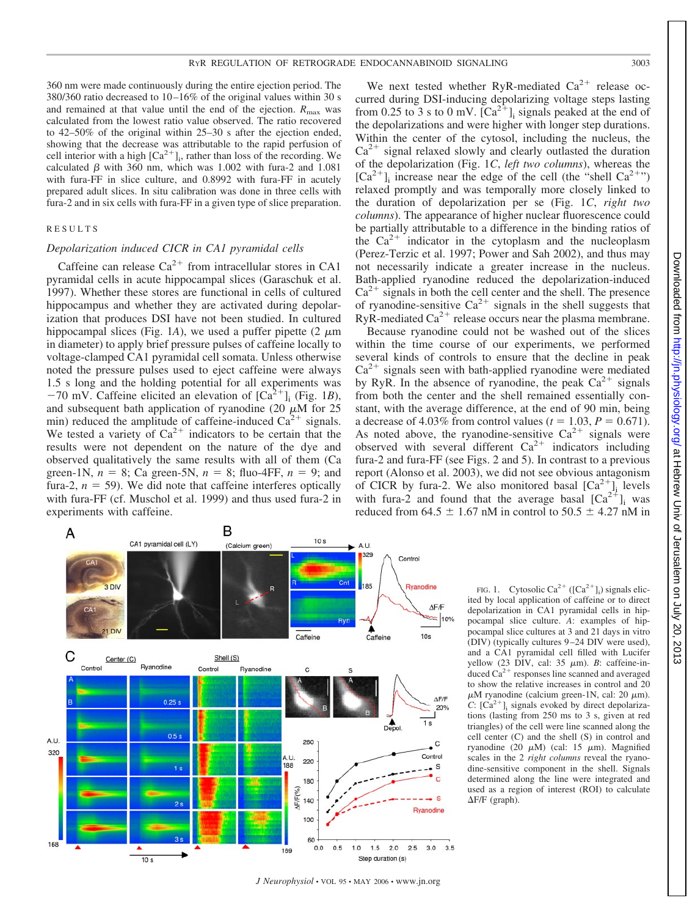360 nm were made continuously during the entire ejection period. The 380/360 ratio decreased to 10–16% of the original values within 30 s and remained at that value until the end of the ejection. $R_{max}$ was calculated from the lowest ratio value observed. The ratio recovered to 42–50% of the original within 25–30 s after the ejection ended, showing that the decrease was attributable to the rapid perfusion of cell interior with a high $[Ca^{2+}]_i$, rather than loss of the recording. We calculated $\beta$ with 360 nm, which was 1.002 with fura-2 and 1.081 with fura-FF in slice culture, and 0.8992 with fura-FF in acutely prepared adult slices. In situ calibration was done in three cells with fura-2 and in six cells with fura-FF in a given type of slice preparation.

## RESULTS

### *Depolarization induced CICR in CA1 pyramidal cells*

Caffeine can release $Ca^{2+}$ from intracellular stores in CA1 pyramidal cells in acute hippocampal slices (Garaschuk et al. 1997). Whether these stores are functional in cells of cultured hippocampus and whether they are activated during depolarization that produces DSI have not been studied. In cultured hippocampal slices (Fig. 1*A*), we used a puffer pipette (2 $\mu$m in diameter) to apply brief pressure pulses of caffeine locally to voltage-clamped CA1 pyramidal cell somata. Unless otherwise noted the pressure pulses used to eject caffeine were always 1.5 s long and the holding potential for all experiments was −70 mV. Caffeine elicited an elevation of $[Ca^{2+}]_i$ (Fig. 1*B*), and subsequent bath application of ryanodine (20 $\mu$M for 25 min) reduced the amplitude of caffeine-induced $Ca^{2+}$ signals. We tested a variety of $Ca^{2+}$ indicators to be certain that the results were not dependent on the nature of the dye and observed qualitatively the same results with all of them (Ca green-1N, $n$ = 8; Ca green-5N, $n$ = 8; fluo-4FF, $n$ = 9; and fura-2, $n$ = 59). We did note that caffeine interferes optically with fura-FF (cf. Muschol et al. 1999) and thus used fura-2 in experiments with caffeine.

We next tested whether RyR-mediated $Ca^{2+}$ release occurred during DSI-inducing depolarizing voltage steps lasting from 0.25 to 3 s to 0 mV. $[Ca^{2+}]_i$ signals peaked at the end of the depolarizations and were higher with longer step durations. Within the center of the cytosol, including the nucleus, the $Ca^{2+}$ signal relaxed slowly and clearly outlasted the duration of the depolarization (Fig. 1*C*, *left two columns*), whereas the $[Ca^{2+}]_i$ increase near the edge of the cell (the "shell $Ca^{2+}$") relaxed promptly and was temporally more closely linked to the duration of depolarization per se (Fig. 1*C*, *right two columns*). The appearance of higher nuclear fluorescence could be partially attributable to a difference in the binding ratios of the $Ca^{2+}$ indicator in the cytoplasm and the nucleoplasm (Perez-Terzic et al. 1997; Power and Sah 2002), and thus may not necessarily indicate a greater increase in the nucleus. Bath-applied ryanodine reduced the depolarization-induced $Ca^{2+}$ signals in both the cell center and the shell. The presence of ryanodine-sensitive $Ca^{2+}$ signals in the shell suggests that RyR-mediated $Ca^{2+}$ release occurs near the plasma membrane.

Because ryanodine could not be washed out of the slices within the time course of our experiments, we performed several kinds of controls to ensure that the decline in peak $Ca^{2+}$ signals seen with bath-applied ryanodine were mediated by RyR. In the absence of ryanodine, the peak $Ca^{2+}$ signals from both the center and the shell remained essentially constant, with the average difference, at the end of 90 min, being a decrease of 4.03% from control values ($t$ = 1.03, $P$ = 0.671). As noted above, the ryanodine-sensitive $Ca^{2+}$ signals were observed with several different $Ca^{2+}$ indicators including fura-2 and fura-FF (see Figs. 2 and 5). In contrast to a previous report (Alonso et al. 2003), we did not see obvious antagonism of CICR by fura-2. We also monitored basal $[Ca^{2+}]_i$ levels with fura-2 and found that the average basal $[Ca^{2+}]_i$ was reduced from 64.5 ± 1.67 nM in control to 50.5 ± 4.27 nM in

FIG. 1. Cytosolic $Ca^{2+}$ ($[Ca^{2+}]_i$) signals elicited by local application of caffeine or to direct depolarization in CA1 pyramidal cells in hippocampal slice culture. *A*: examples of hippocampal slice cultures at 3 and 21 days in vitro (DIV) (typically cultures 9–24 DIV were used), and a CA1 pyramidal cell filled with Lucifer yellow (23 DIV, cal: 35 $\mu$m). *B*: caffeine-induced $Ca^{2+}$ responses line scanned and averaged to show the relative increases in control and 20 $\mu$M ryanodine (calcium green-1N, cal: 20 $\mu$m). *C*: $[Ca^{2+}]_i$ signals evoked by direct depolarizations (lasting from 250 ms to 3 s, given at red triangles) of the cell were line scanned along the cell center (C) and the shell (S) in control and ryanodine (20 $\mu$M) (cal: 15 $\mu$m). Magnified scales in the 2 *right columns* reveal the ryanodine-sensitive component in the shell. Signals determined along the line were integrated and used as a region of interest (ROI) to calculate ΔF/F (graph).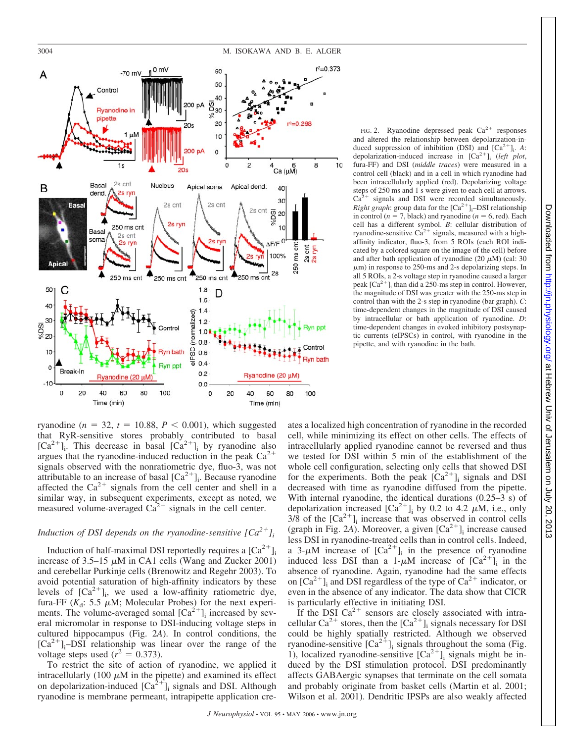FIG. 2. Ryanodine depressed peak $Ca^{2+}$ responses and altered the relationship between depolarization-induced suppression of inhibition (DSI) and $[Ca^{2+}]_i$. *A*: depolarization-induced increase in $[Ca^{2+}]_i$ (*left plot*, fura-FF) and DSI (*middle traces*) were measured in a control cell (black) and in a cell in which ryanodine had been intracellularly applied (red). Depolarizing voltage steps of 250 ms and 1 s were given to each cell at arrows. $Ca^{2+}$ signals and DSI were recorded simultaneously. *Right graph*: group data for the $[Ca^{2+}]_i$–DSI relationship in control ($n$ = 7, black) and ryanodine ($n$ = 6, red). Each cell has a different symbol. *B*: cellular distribution of ryanodine-sensitive $Ca^{2+}$ signals, measured with a high-affinity indicator, fluo-3, from 5 ROIs (each ROI indicated by a colored square on the image of the cell) before and after bath application of ryanodine (20 $\mu$M) (cal: 30 $\mu$m) in response to 250-ms and 2-s depolarizing steps. In all 5 ROIs, a 2-s voltage step in ryanodine caused a larger peak $[Ca^{2+}]_i$ than did a 250-ms step in control. However, the magnitude of DSI was greater with the 250-ms step in control than with the 2-s step in ryanodine (bar graph). *C*: time-dependent changes in the magnitude of DSI caused by intracellular or bath application of ryanodine. *D*: time-dependent changes in evoked inhibitory postsynaptic currents (eIPSCs) in control, with ryanodine in the pipette, and with ryanodine in the bath.

ryanodine ($n$ = 32, $t$ = 10.88, $P$ < 0.001), which suggested that RyR-sensitive stores probably contributed to basal $[Ca^{2+}]_i$. This decrease in basal $[Ca^{2+}]_i$ by ryanodine also argues that the ryanodine-induced reduction in the peak $Ca^{2+}$ signals observed with the nonratiometric dye, fluo-3, was not attributable to an increase of basal $[Ca^{2+}]_i$. Because ryanodine affected the $Ca^{2+}$ signals from the cell center and shell in a similar way, in subsequent experiments, except as noted, we measured volume-averaged $Ca^{2+}$ signals in the cell center.

### *Induction of DSI depends on the ryanodine-sensitive* $[Ca^{2+}]_i$

Induction of half-maximal DSI reportedly requires a $[Ca^{2+}]_i$ increase of 3.5–15 $\mu$M in CA1 cells (Wang and Zucker 2001) and cerebellar Purkinje cells (Brenowitz and Regehr 2003). To avoid potential saturation of high-affinity indicators by these levels of $[Ca^{2+}]_i$, we used a low-affinity ratiometric dye, fura-FF ($K_d$: 5.5 $\mu$M; Molecular Probes) for the next experiments. The volume-averaged somal $[Ca^{2+}]_i$ increased by several micromolar in response to DSI-inducing voltage steps in cultured hippocampus (Fig. 2*A*). In control conditions, the $[Ca^{2+}]_i$–DSI relationship was linear over the range of the voltage steps used ($r^2$ = 0.373).

To restrict the site of action of ryanodine, we applied it intracellularly (100 $\mu$M in the pipette) and examined its effect on depolarization-induced $[Ca^{2+}]_i$ signals and DSI. Although ryanodine is membrane permeant, intrapipette application creates a localized high concentration of ryanodine in the recorded cell, while minimizing its effect on other cells. The effects of intracellularly applied ryanodine cannot be reversed and thus we tested for DSI within 5 min of the establishment of the whole cell configuration, selecting only cells that showed DSI for the experiments. Both the peak $[Ca^{2+}]_i$ signals and DSI decreased with time as ryanodine diffused from the pipette. With internal ryanodine, the identical durations (0.25–3 s) of depolarization increased $[Ca^{2+}]_i$ by 0.2 to 4.2 $\mu$M, i.e., only 3/8 of the $[Ca^{2+}]_i$ increase that was observed in control cells (graph in Fig. 2*A*). Moreover, a given $[Ca^{2+}]_i$ increase caused less DSI in ryanodine-treated cells than in control cells. Indeed, a 3-$\mu$M increase of $[Ca^{2+}]_i$ in the presence of ryanodine induced less DSI than a 1-$\mu$M increase of $[Ca^{2+}]_i$ in the absence of ryanodine. Again, ryanodine had the same effects on $[Ca^{2+}]_i$ and DSI regardless of the type of $Ca^{2+}$ indicator, or even in the absence of any indicator. The data show that CICR is particularly effective in initiating DSI.

If the DSI $Ca^{2+}$ sensors are closely associated with intracellular $Ca^{2+}$ stores, then the $[Ca^{2+}]_i$ signals necessary for DSI could be highly spatially restricted. Although we observed ryanodine-sensitive $[Ca^{2+}]_i$ signals throughout the soma (Fig. 1), localized ryanodine-sensitive $[Ca^{2+}]_i$ signals might be induced by the DSI stimulation protocol. DSI predominantly affects GABAergic synapses that terminate on the cell somata and probably originate from basket cells (Martin et al. 2001; Wilson et al. 2001). Dendritic IPSPs are also weakly affected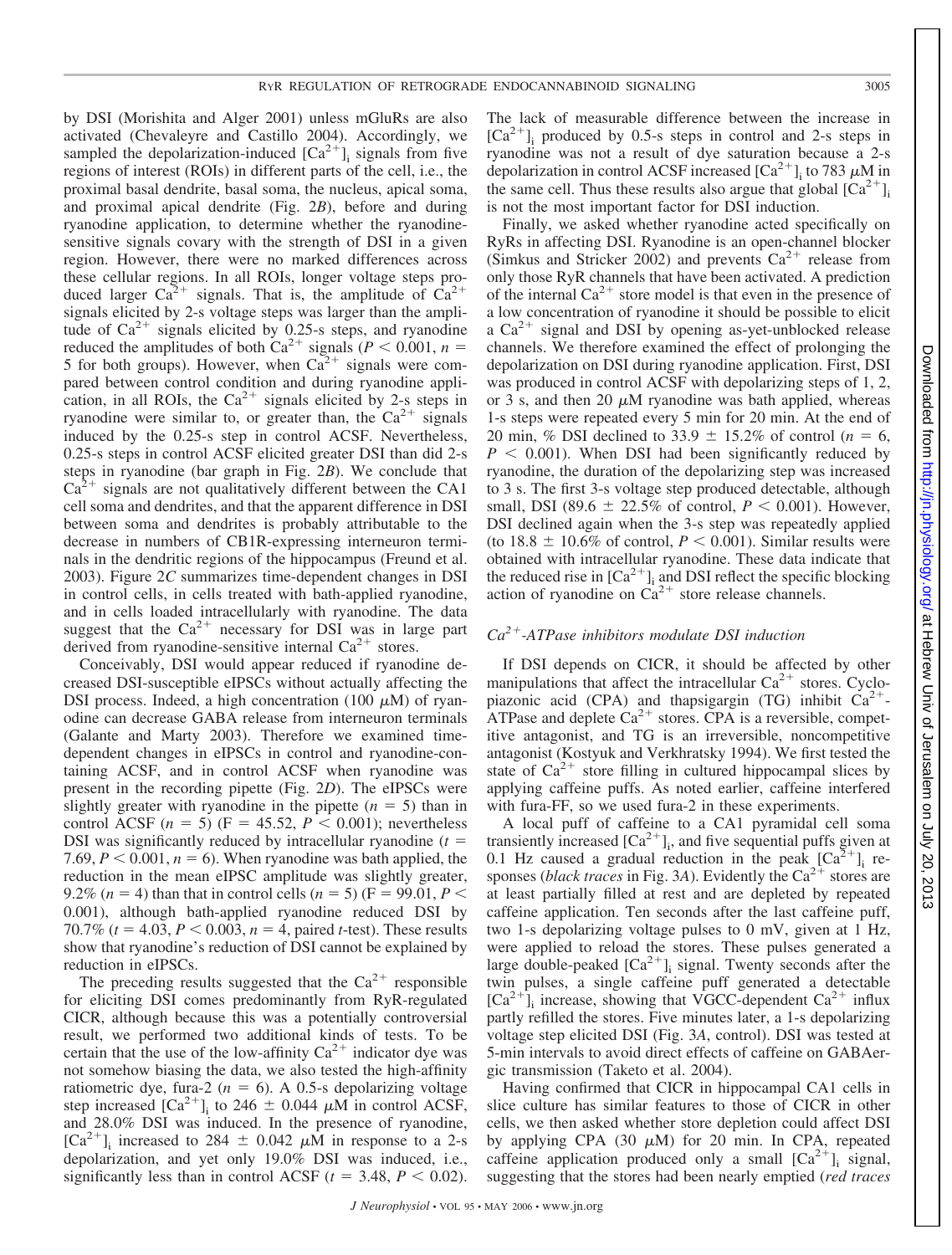by DSI (Morishita and Alger 2001) unless mGluRs are also activated (Chevaleyre and Castillo 2004). Accordingly, we sampled the depolarization-induced $[Ca^{2+}]_i$ signals from five regions of interest (ROIs) in different parts of the cell, i.e., the proximal basal dendrite, basal soma, the nucleus, apical soma, and proximal apical dendrite (Fig. 2*B*), before and during ryanodine application, to determine whether the ryanodine-sensitive signals covary with the strength of DSI in a given region. However, there were no marked differences across these cellular regions. In all ROIs, longer voltage steps produced larger $Ca^{2+}$ signals. That is, the amplitude of $Ca^{2+}$ signals elicited by 2-s voltage steps was larger than the amplitude of $Ca^{2+}$ signals elicited by 0.25-s steps, and ryanodine reduced the amplitudes of both $Ca^{2+}$ signals ($P < 0.001$, $n = 5$ for both groups). However, when $Ca^{2+}$ signals were compared between control condition and during ryanodine application, in all ROIs, the $Ca^{2+}$ signals elicited by 2-s steps in ryanodine were similar to, or greater than, the $Ca^{2+}$ signals induced by the 0.25-s step in control ACSF. Nevertheless, 0.25-s steps in control ACSF elicited greater DSI than did 2-s steps in ryanodine (bar graph in Fig. 2*B*). We conclude that $Ca^{2+}$ signals are not qualitatively different between the CA1 cell soma and dendrites, and that the apparent difference in DSI between soma and dendrites is probably attributable to the decrease in numbers of CB1R-expressing interneuron terminals in the dendritic regions of the hippocampus (Freund et al. 2003). Figure 2*C* summarizes time-dependent changes in DSI in control cells, in cells treated with bath-applied ryanodine, and in cells loaded intracellularly with ryanodine. The data suggest that the $Ca^{2+}$ necessary for DSI was in large part derived from ryanodine-sensitive internal $Ca^{2+}$ stores.

Conceivably, DSI would appear reduced if ryanodine decreased DSI-susceptible eIPSCs without actually affecting the DSI process. Indeed, a high concentration (100 μM) of ryanodine can decrease GABA release from interneuron terminals (Galante and Marty 2003). Therefore we examined time-dependent changes in eIPSCs in control and ryanodine-containing ACSF, and in control ACSF when ryanodine was present in the recording pipette (Fig. 2*D*). The eIPSCs were slightly greater with ryanodine in the pipette ($n = 5$) than in control ACSF ($n = 5$) ($F = 45.52$, $P < 0.001$); nevertheless DSI was significantly reduced by intracellular ryanodine ($t = 7.69$, $P < 0.001$, $n = 6$). When ryanodine was bath applied, the reduction in the mean eIPSC amplitude was slightly greater, 9.2% ($n = 4$) than that in control cells ($n = 5$) ($F = 99.01$, $P < 0.001$), although bath-applied ryanodine reduced DSI by 70.7% ($t = 4.03$, $P < 0.003$, $n = 4$, paired *t*-test). These results show that ryanodine's reduction of DSI cannot be explained by reduction in eIPSCs.

The preceding results suggested that the $Ca^{2+}$ responsible for eliciting DSI comes predominantly from RyR-regulated CICR, although because this was a potentially controversial result, we performed two additional kinds of tests. To be certain that the use of the low-affinity $Ca^{2+}$ indicator dye was not somehow biasing the data, we also tested the high-affinity ratiometric dye, fura-2 ($n = 6$). A 0.5-s depolarizing voltage step increased $[Ca^{2+}]_i$ to 246 ± 0.044 μM in control ACSF, and 28.0% DSI was induced. In the presence of ryanodine, $[Ca^{2+}]_i$ increased to 284 ± 0.042 μM in response to a 2-s depolarization, and yet only 19.0% DSI was induced, i.e., significantly less than in control ACSF ($t = 3.48$, $P < 0.02$). The lack of measurable difference between the increase in $[Ca^{2+}]_i$ produced by 0.5-s steps in control and 2-s steps in ryanodine was not a result of dye saturation because a 2-s depolarization in control ACSF increased $[Ca^{2+}]_i$ to 783 μM in the same cell. Thus these results also argue that global $[Ca^{2+}]_i$ is not the most important factor for DSI induction.

Finally, we asked whether ryanodine acted specifically on RyRs in affecting DSI. Ryanodine is an open-channel blocker (Simkus and Stricker 2002) and prevents $Ca^{2+}$ release from only those RyR channels that have been activated. A prediction of the internal $Ca^{2+}$ store model is that even in the presence of a low concentration of ryanodine it should be possible to elicit a $Ca^{2+}$ signal and DSI by opening as-yet-unblocked release channels. We therefore examined the effect of prolonging the depolarization on DSI during ryanodine application. First, DSI was produced in control ACSF with depolarizing steps of 1, 2, or 3 s, and then 20 μM ryanodine was bath applied, whereas 1-s steps were repeated every 5 min for 20 min. At the end of 20 min, % DSI declined to 33.9 ± 15.2% of control ($n = 6$, $P < 0.001$). When DSI had been significantly reduced by ryanodine, the duration of the depolarizing step was increased to 3 s. The first 3-s voltage step produced detectable, although small, DSI (89.6 ± 22.5% of control, $P < 0.001$). However, DSI declined again when the 3-s step was repeatedly applied (to 18.8 ± 10.6% of control, $P < 0.001$). Similar results were obtained with intracellular ryanodine. These data indicate that the reduced rise in $[Ca^{2+}]_i$ and DSI reflect the specific blocking action of ryanodine on $Ca^{2+}$ store release channels.

### *$Ca^{2+}$-ATPase inhibitors modulate DSI induction*

If DSI depends on CICR, it should be affected by other manipulations that affect the intracellular $Ca^{2+}$ stores. Cyclopiazonic acid (CPA) and thapsigargin (TG) inhibit $Ca^{2+}$-ATPase and deplete $Ca^{2+}$ stores. CPA is a reversible, competitive antagonist, and TG is an irreversible, noncompetitive antagonist (Kostyuk and Verkhratsky 1994). We first tested the state of $Ca^{2+}$ store filling in cultured hippocampal slices by applying caffeine puffs. As noted earlier, caffeine interfered with fura-FF, so we used fura-2 in these experiments.

A local puff of caffeine to a CA1 pyramidal cell soma transiently increased $[Ca^{2+}]_i$, and five sequential puffs given at 0.1 Hz caused a gradual reduction in the peak $[Ca^{2+}]_i$ responses (*black traces* in Fig. 3*A*). Evidently the $Ca^{2+}$ stores are at least partially filled at rest and are depleted by repeated caffeine application. Ten seconds after the last caffeine puff, two 1-s depolarizing voltage pulses to 0 mV, given at 1 Hz, were applied to reload the stores. These pulses generated a large double-peaked $[Ca^{2+}]_i$ signal. Twenty seconds after the twin pulses, a single caffeine puff generated a detectable $[Ca^{2+}]_i$ increase, showing that VGCC-dependent $Ca^{2+}$ influx partly refilled the stores. Five minutes later, a 1-s depolarizing voltage step elicited DSI (Fig. 3*A*, control). DSI was tested at 5-min intervals to avoid direct effects of caffeine on GABAergic transmission (Taketo et al. 2004).

Having confirmed that CICR in hippocampal CA1 cells in slice culture has similar features to those of CICR in other cells, we then asked whether store depletion could affect DSI by applying CPA (30 μM) for 20 min. In CPA, repeated caffeine application produced only a small $[Ca^{2+}]_i$ signal, suggesting that the stores had been nearly emptied (*red traces*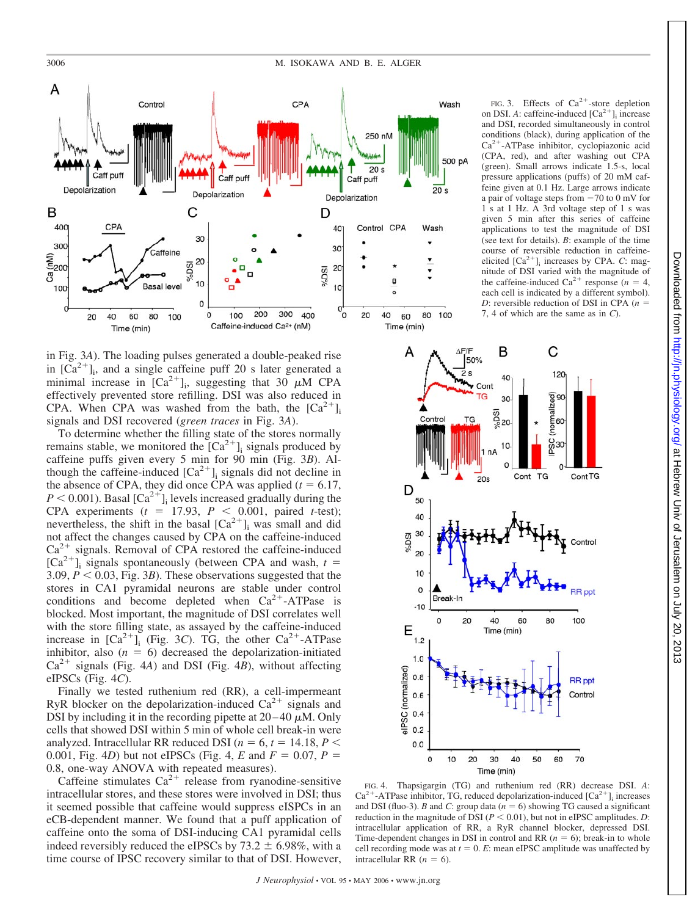FIG. 3. Effects of $Ca^{2+}$-store depletion on DSI. *A*: caffeine-induced $[Ca^{2+}]_i$ increase and DSI, recorded simultaneously in control conditions (black), during application of the $Ca^{2+}$-ATPase inhibitor, cyclopiazonic acid (CPA, red), and after washing out CPA (green). Small arrows indicate 1.5-s, local pressure applications (puffs) of 20 mM caffeine given at 0.1 Hz. Large arrows indicate a pair of voltage steps from −70 to 0 mV for 1 s at 1 Hz. A 3rd voltage step of 1 s was given 5 min after this series of caffeine applications to test the magnitude of DSI (see text for details). *B*: example of the time course of reversible reduction in caffeine-elicited $[Ca^{2+}]_i$ increases by CPA. *C*: magnitude of DSI varied with the magnitude of the caffeine-induced $Ca^{2+}$ response ($n = 4$, each cell is indicated by a different symbol). *D*: reversible reduction of DSI in CPA ($n = 7$, 4 of which are the same as in *C*).

in Fig. 3*A*). The loading pulses generated a double-peaked rise in $[Ca^{2+}]_i$, and a single caffeine puff 20 s later generated a minimal increase in $[Ca^{2+}]_i$, suggesting that 30 $\mu$M CPA effectively prevented store refilling. DSI was also reduced in CPA. When CPA was washed from the bath, the $[Ca^{2+}]_i$ signals and DSI recovered (*green traces* in Fig. 3*A*).

To determine whether the filling state of the stores normally remains stable, we monitored the $[Ca^{2+}]_i$ signals produced by caffeine puffs given every 5 min for 90 min (Fig. 3*B*). Although the caffeine-induced $[Ca^{2+}]_i$ signals did not decline in the absence of CPA, they did once CPA was applied ($t = 6.17$, $P < 0.001$). Basal $[Ca^{2+}]_i$ levels increased gradually during the CPA experiments ($t = 17.93$, $P < 0.001$, paired *t*-test); nevertheless, the shift in the basal $[Ca^{2+}]_i$ was small and did not affect the changes caused by CPA on the caffeine-induced $Ca^{2+}$ signals. Removal of CPA restored the caffeine-induced $[Ca^{2+}]_i$ signals spontaneously (between CPA and wash, $t = 3.09$, $P < 0.03$, Fig. 3*B*). These observations suggested that the stores in CA1 pyramidal neurons are stable under control conditions and become depleted when $Ca^{2+}$-ATPase is blocked. Most important, the magnitude of DSI correlates well with the store filling state, as assayed by the caffeine-induced increase in $[Ca^{2+}]_i$ (Fig. 3*C*). TG, the other $Ca^{2+}$-ATPase inhibitor, also ($n = 6$) decreased the depolarization-initiated $Ca^{2+}$ signals (Fig. 4*A*) and DSI (Fig. 4*B*), without affecting eIPSCs (Fig. 4*C*).

Finally we tested ruthenium red (RR), a cell-impermeant RyR blocker on the depolarization-induced $Ca^{2+}$ signals and DSI by including it in the recording pipette at 20–40 $\mu$M. Only cells that showed DSI within 5 min of whole cell break-in were analyzed. Intracellular RR reduced DSI ($n = 6$, $t = 14.18$, $P < 0.001$, Fig. 4*D*) but not eIPSCs (Fig. 4, *E* and $F = 0.07$, $P = 0.8$, one-way ANOVA with repeated measures).

Caffeine stimulates $Ca^{2+}$ release from ryanodine-sensitive intracellular stores, and these stores were involved in DSI; thus it seemed possible that caffeine would suppress eISPCs in an eCB-dependent manner. We found that a puff application of caffeine onto the soma of DSI-inducing CA1 pyramidal neurons indeed reversibly reduced the eIPSCs by 73.2 ± 6.98%, with a time course of IPSC recovery similar to that of DSI. However,

FIG. 4. Thapsigargin (TG) and ruthenium red (RR) decrease DSI. *A*: $Ca^{2+}$-ATPase inhibitor, TG, reduced depolarization-induced $[Ca^{2+}]_i$ increases and DSI (fluo-3). *B* and *C*: group data ($n = 6$) showing TG caused a significant reduction in the magnitude of DSI ($P < 0.01$), but not in eIPSC amplitudes. *D*: intracellular application of RR, a RyR channel blocker, depressed DSI. Time-dependent changes in DSI in control and RR ($n = 6$); break-in to whole cell recording mode was at $t = 0$. *E*: mean eIPSC amplitude was unaffected by intracellular RR ($n = 6$).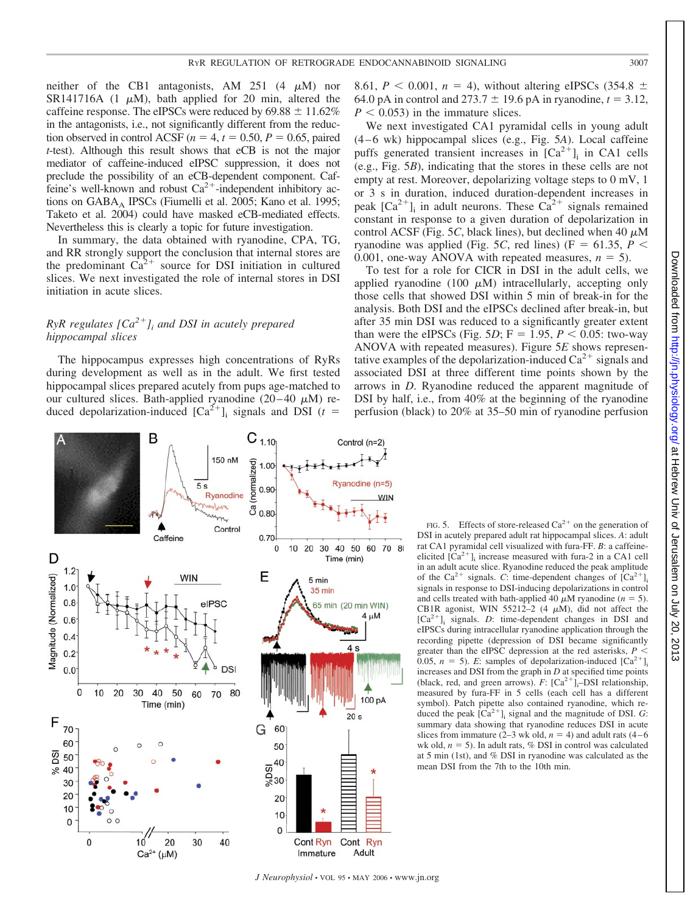neither of the CB1 antagonists, AM 251 (4 μM) nor SR141716A (1 μM), bath applied for 20 min, altered the caffeine response. The eIPSCs were reduced by 69.88 ± 11.62% in the antagonists, i.e., not significantly different from the reduction observed in control ACSF ($n = 4$, $t = 0.50$, $P = 0.65$, paired $t$-test). Although this result shows that eCB is not the major mediator of caffeine-induced eIPSC suppression, it does not preclude the possibility of an eCB-dependent component. Caffeine's well-known and robust $Ca^{2+}$-independent inhibitory actions on $GABA_A$ IPSCs (Fiumelli et al. 2005; Kano et al. 1995; Taketo et al. 2004) could have masked eCB-mediated effects. Nevertheless this is clearly a topic for future investigation.

In summary, the data obtained with ryanodine, CPA, TG, and RR strongly support the conclusion that internal stores are the predominant $Ca^{2+}$ source for DSI initiation in cultured slices. We next investigated the role of internal stores in DSI initiation in acute slices.

### *RyR regulates $[Ca^{2+}]_i$ and DSI in acutely prepared hippocampal slices*

The hippocampus expresses high concentrations of RyRs during development as well as in the adult. We first tested hippocampal slices prepared acutely from pups age-matched to our cultured slices. Bath-applied ryanodine (20–40 μM) reduced depolarization-induced $[Ca^{2+}]_i$ signals and DSI ($t$ = 8.61, $P < 0.001$, $n = 4$), without altering eIPSCs (354.8 ± 64.0 pA in control and 273.7 ± 19.6 pA in ryanodine, $t = 3.12$, $P < 0.053$) in the immature slices.

We next investigated CA1 pyramidal cells in young adult (4–6 wk) hippocampal slices (e.g., Fig. 5*A*). Local caffeine puffs generated transient increases in $[Ca^{2+}]_i$ in CA1 cells (e.g., Fig. 5*B*), indicating that the stores in these cells are not empty at rest. Moreover, depolarizing voltage steps to 0 mV, 1 or 3 s in duration, induced duration-dependent increases in peak $[Ca^{2+}]_i$ in adult neurons. These $Ca^{2+}$ signals remained constant in response to a given duration of depolarization in control ACSF (Fig. 5*C*, black lines), but declined when 40 μM ryanodine was applied (Fig. 5*C*, red lines) ($F = 61.35$, $P < 0.001$, one-way ANOVA with repeated measures, $n = 5$).

To test for a role for CICR in DSI in the adult cells, we applied ryanodine (100 μM) intracellularly, accepting only those cells that showed DSI within 5 min of break-in for the analysis. Both DSI and the eIPSCs declined after break-in, but after 35 min DSI was reduced to a significantly greater extent than were the eIPSCs (Fig. 5*D*; $F = 1.95$, $P < 0.05$: two-way ANOVA with repeated measures). Figure 5*E* shows representative examples of the depolarization-induced $Ca^{2+}$ signals and associated DSI at three different time points shown by the arrows in *D*. Ryanodine reduced the apparent magnitude of DSI by half, i.e., from 40% at the beginning of the ryanodine perfusion (black) to 20% at 35–50 min of ryanodine perfusion

FIG. 5. Effects of store-released $Ca^{2+}$ on the generation of DSI in acutely prepared adult rat hippocampal slices. *A*: adult rat CA1 pyramidal cell visualized with fura-FF. *B*: a caffeine-elicited $[Ca^{2+}]_i$ increase measured with fura-2 in a CA1 cell in an adult acute slice. Ryanodine reduced the peak amplitude of the $Ca^{2+}$ signals. *C*: time-dependent changes of $[Ca^{2+}]_i$ signals in response to DSI-inducing depolarizations in control and cells treated with bath-applied 40 μM ryanodine ($n = 5$). CB1R agonist, WIN 55212–2 (4 μM), did not affect the $[Ca^{2+}]_i$ signals. *D*: time-dependent changes in DSI and eIPSCs during intracellular ryanodine application through the recording pipette (depression of DSI became significantly greater than the eIPSC depression at the red asterisks, $P < 0.05$, $n = 5$). *E*: samples of depolarization-induced $[Ca^{2+}]_i$ increases and DSI from the graph in *D* at specified time points (black, red, and green arrows). *F*: $[Ca^{2+}]_i$–DSI relationship, measured by fura-FF in 5 cells (each cell has a different symbol). Patch pipette also contained ryanodine, which reduced the peak $[Ca^{2+}]_i$ signal and the magnitude of DSI. *G*: summary data showing that ryanodine reduces DSI in acute slices from immature (2–3 wk old, $n = 4$) and adult rats (4–6 wk old, $n = 5$). In adult rats, % DSI in control was calculated at 5 min (1st), and % DSI in ryanodine was calculated as the mean DSI from the 7th to the 10th min.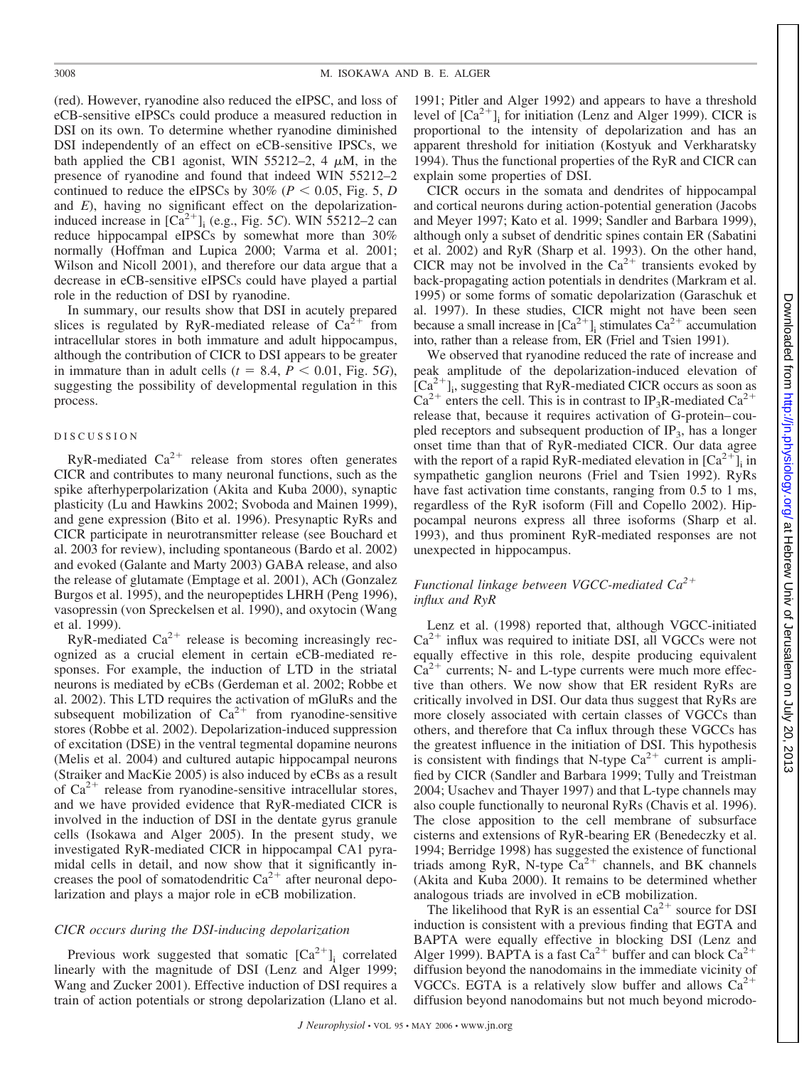(red). However, ryanodine also reduced the eIPSC, and loss of eCB-sensitive eIPSCs could produce a measured reduction in DSI on its own. To determine whether ryanodine diminished DSI independently of an effect on eCB-sensitive IPSCs, we bath applied the CB1 agonist, WIN 55212–2, 4 $\mu$M, in the presence of ryanodine and found that indeed WIN 55212–2 continued to reduce the eIPSCs by 30% ($P < 0.05$, Fig. 5, *D* and *E*), having no significant effect on the depolarization-induced increase in $[Ca^{2+}]_i$ (e.g., Fig. 5*C*). WIN 55212–2 can reduce hippocampal eIPSCs by somewhat more than 30% normally (Hoffman and Lupica 2000; Varma et al. 2001; Wilson and Nicoll 2001), and therefore our data argue that a decrease in eCB-sensitive eIPSCs could have played a partial role in the reduction of DSI by ryanodine.

In summary, our results show that DSI in acutely prepared slices is regulated by RyR-mediated release of $Ca^{2+}$ from intracellular stores in both immature and adult hippocampus, although the contribution of CICR to DSI appears to be greater in immature than in adult cells ($t = 8.4$, $P < 0.01$, Fig. 5*G*), suggesting the possibility of developmental regulation in this process.

## DISCUSSION

RyR-mediated $Ca^{2+}$ release from stores often generates CICR and contributes to many neuronal functions, such as the spike afterhyperpolarization (Akita and Kuba 2000), synaptic plasticity (Lu and Hawkins 2002; Svoboda and Mainen 1999), and gene expression (Bito et al. 1996). Presynaptic RyRs and CICR participate in neurotransmitter release (see Bouchard et al. 2003 for review), including spontaneous (Bardo et al. 2002) and evoked (Galante and Marty 2003) GABA release, and also the release of glutamate (Emptage et al. 2001), ACh (Gonzalez Burgos et al. 1995), and the neuropeptides LHRH (Peng 1996), vasopressin (von Spreckelsen et al. 1990), and oxytocin (Wang et al. 1999).

RyR-mediated $Ca^{2+}$ release is becoming increasingly recognized as a crucial element in certain eCB-mediated responses. For example, the induction of LTD in the striatal neurons is mediated by eCBs (Gerdeman et al. 2002; Robbe et al. 2002). This LTD requires the activation of mGluRs and the subsequent mobilization of $Ca^{2+}$ from ryanodine-sensitive stores (Robbe et al. 2002). Depolarization-induced suppression of excitation (DSE) in the ventral tegmental dopamine neurons (Melis et al. 2004) and cultured autapic hippocampal neurons (Straiker and MacKie 2005) is also induced by eCBs as a result of $Ca^{2+}$ release from ryanodine-sensitive intracellular stores, and we have provided evidence that RyR-mediated CICR is involved in the induction of DSI in the dentate gyrus granule cells (Isokawa and Alger 2005). In the present study, we investigated RyR-mediated CICR in hippocampal CA1 pyramidal cells in detail, and now show that it significantly increases the pool of somatodendritic $Ca^{2+}$ after neuronal depolarization and plays a major role in eCB mobilization.

### *CICR occurs during the DSI-inducing depolarization*

Previous work suggested that somatic $[Ca^{2+}]_i$ correlated linearly with the magnitude of DSI (Lenz and Alger 1999; Wang and Zucker 2001). Effective induction of DSI requires a train of action potentials or strong depolarization (Llano et al. 1991; Pitler and Alger 1992) and appears to have a threshold level of $[Ca^{2+}]_i$ for initiation (Lenz and Alger 1999). CICR is proportional to the intensity of depolarization and has an apparent threshold for initiation (Kostyuk and Verkharatsky 1994). Thus the functional properties of the RyR and CICR can explain some properties of DSI.

CICR occurs in the somata and dendrites of hippocampal and cortical neurons during action-potential generation (Jacobs and Meyer 1997; Kato et al. 1999; Sandler and Barbara 1999), although only a subset of dendritic spines contain ER (Sabatini et al. 2002) and RyR (Sharp et al. 1993). On the other hand, CICR may not be involved in the $Ca^{2+}$ transients evoked by back-propagating action potentials in dendrites (Markram et al. 1995) or some forms of somatic depolarization (Garaschuk et al. 1997). In these studies, CICR might not have been seen because a small increase in $[Ca^{2+}]_i$ stimulates $Ca^{2+}$ accumulation into, rather than a release from, ER (Friel and Tsien 1991).

We observed that ryanodine reduced the rate of increase and peak amplitude of the depolarization-induced elevation of $[Ca^{2+}]_i$, suggesting that RyR-mediated CICR occurs as soon as $Ca^{2+}$ enters the cell. This is in contrast to $IP_3$R-mediated $Ca^{2+}$ release that, because it requires activation of G-protein–coupled receptors and subsequent production of $IP_3$, has a longer onset time than that of RyR-mediated CICR. Our data agree with the report of a rapid RyR-mediated elevation in $[Ca^{2+}]_i$ in sympathetic ganglion neurons (Friel and Tsien 1992). RyRs have fast activation time constants, ranging from 0.5 to 1 ms, regardless of the RyR isoform (Fill and Copello 2002). Hippocampal neurons express all three isoforms (Sharp et al. 1993), and thus prominent RyR-mediated responses are not unexpected in hippocampus.

### *Functional linkage between VGCC-mediated $Ca^{2+}$ influx and RyR*

Lenz et al. (1998) reported that, although VGCC-initiated $Ca^{2+}$ influx was required to initiate DSI, all VGCCs were not equally effective in this role, despite producing equivalent $Ca^{2+}$ currents; N- and L-type currents were much more effective than others. We now show that ER resident RyRs are critically involved in DSI. Our data thus suggest that RyRs are more closely associated with certain classes of VGCCs than others, and therefore that Ca influx through these VGCCs has the greatest influence in the initiation of DSI. This hypothesis is consistent with findings that N-type $Ca^{2+}$ current is amplified by CICR (Sandler and Barbara 1999; Tully and Treistman 2004; Usachev and Thayer 1997) and that L-type channels may also couple functionally to neuronal RyRs (Chavis et al. 1996). The close apposition to the cell membrane of subsurface cisterns and extensions of RyR-bearing ER (Benedeczky et al. 1994; Berridge 1998) has suggested the existence of functional triads among RyR, N-type $Ca^{2+}$ channels, and BK channels (Akita and Kuba 2000). It remains to be determined whether analogous triads are involved in eCB mobilization.

The likelihood that RyR is an essential $Ca^{2+}$ source for DSI induction is consistent with a previous finding that EGTA and BAPTA were equally effective in blocking DSI (Lenz and Alger 1999). BAPTA is a fast $Ca^{2+}$ buffer and can block $Ca^{2+}$ diffusion beyond the nanodomains in the immediate vicinity of VGCCs. EGTA is a relatively slow buffer and allows $Ca^{2+}$ diffusion beyond nanodomains but not much beyond microdo-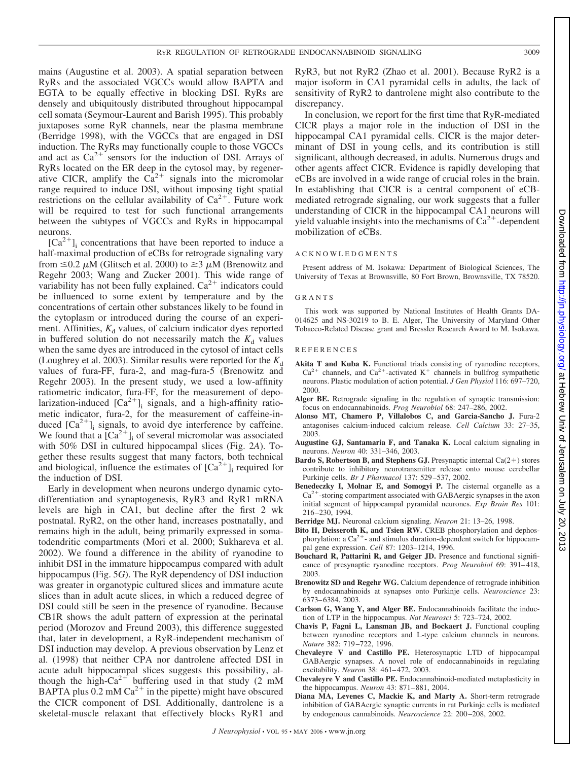mains (Augustine et al. 2003). A spatial separation between RyRs and the associated VGCCs would allow BAPTA and EGTA to be equally effective in blocking DSI. RyRs are densely and ubiquitously distributed throughout hippocampal cell somata (Seymour-Laurent and Barish 1995). This probably juxtaposes some RyR channels, near the plasma membrane (Berridge 1998), with the VGCCs that are engaged in DSI induction. The RyRs may functionally couple to those VGCCs and act as $Ca^{2+}$ sensors for the induction of DSI. Arrays of RyRs located on the ER deep in the cytosol may, by regenerative CICR, amplify the $Ca^{2+}$ signals into the micromolar range required to induce DSI, without imposing tight spatial restrictions on the cellular availability of $Ca^{2+}$. Future work will be required to test for such functional arrangements between the subtypes of VGCCs and RyRs in hippocampal neurons.

$[Ca^{2+}]_i$ concentrations that have been reported to induce a half-maximal production of eCBs for retrograde signaling vary from $\leq 0.2\ \mu M$ (Glitsch et al. 2000) to $\geq 3\ \mu M$ (Brenowitz and Regehr 2003; Wang and Zucker 2001). This wide range of variability has not been fully explained. $Ca^{2+}$ indicators could be influenced to some extent by temperature and by the concentrations of certain other substances likely to be found in the cytoplasm or introduced during the course of an experiment. Affinities, $K_d$ values, of calcium indicator dyes reported in buffered solution do not necessarily match the $K_d$ values when the same dyes are introduced in the cytosol of intact cells (Loughrey et al. 2003). Similar results were reported for the $K_d$ values of fura-FF, fura-2, and mag-fura-5 (Brenowitz and Regehr 2003). In the present study, we used a low-affinity ratiometric indicator, fura-FF, for the measurement of depolarization-induced $[Ca^{2+}]_i$ signals, and a high-affinity ratiometric indicator, fura-2, for the measurement of caffeine-induced $[Ca^{2+}]_i$ signals, to avoid dye interference by caffeine. We found that a $[Ca^{2+}]_i$ of several micromolar was associated with 50% DSI in cultured hippocampal slices (Fig. 2*A*). Together these results suggest that many factors, both technical and biological, influence the estimates of $[Ca^{2+}]_i$ required for the induction of DSI.

Early in development when neurons undergo dynamic cytodifferentiation and synaptogenesis, RyR3 and RyR1 mRNA levels are high in CA1, but decline after the first 2 wk postnatal. RyR2, on the other hand, increases postnatally, and remains high in the adult, being primarily expressed in somatodendritic compartments (Mori et al. 2000; Sukhareva et al. 2002). We found a difference in the ability of ryanodine to inhibit DSI in the immature hippocampus compared with adult hippocampus (Fig. 5*G*). The RyR dependency of DSI induction was greater in organotypic cultured slices and immature acute slices than in adult acute slices, in which a reduced degree of DSI could still be seen in the presence of ryanodine. Because CB1R shows the adult pattern of expression at the perinatal period (Morozov and Freund 2003), this difference suggested that, later in development, a RyR-independent mechanism of DSI induction may develop. A previous observation by Lenz et al. (1998) that neither CPA nor dantrolene affected DSI in acute adult hippocampal slices suggests this possibility, although the high-$Ca^{2+}$ buffering used in that study (2 mM BAPTA plus 0.2 mM $Ca^{2+}$ in the pipette) might have obscured the CICR component of DSI. Additionally, dantrolene is a skeletal-muscle relaxant that effectively blocks RyR1 and RyR3, but not RyR2 (Zhao et al. 2001). Because RyR2 is a major isoform in CA1 pyramidal cells in adults, the lack of sensitivity of RyR2 to dantrolene might also contribute to the discrepancy.

In conclusion, we report for the first time that RyR-mediated CICR plays a major role in the induction of DSI in the hippocampal CA1 pyramidal cells. CICR is the major determinant of DSI in young cells, and its contribution is still significant, although decreased, in adults. Numerous drugs and other agents affect CICR. Evidence is rapidly developing that eCBs are involved in a wide range of crucial roles in the brain. In establishing that CICR is a central component of eCB-mediated retrograde signaling, our work suggests that a fuller understanding of CICR in the hippocampal CA1 neurons will yield valuable insights into the mechanisms of $Ca^{2+}$-dependent mobilization of eCBs.

## ACKNOWLEDGMENTS

Present address of M. Isokawa: Department of Biological Sciences, The University of Texas at Brownsville, 80 Fort Brown, Brownsville, TX 78520.

## GRANTS

This work was supported by National Institutes of Health Grants DA-014625 and NS-30219 to B. E. Alger, The University of Maryland Other Tobacco-Related Disease grant and Bressler Research Award to M. Isokawa.

## REFERENCES

**Akita T and Kuba K.** Functional triads consisting of ryanodine receptors, $Ca^{2+}$ channels, and $Ca^{2+}$-activated $K^+$ channels in bullfrog sympathetic neurons. Plastic modulation of action potential. *J Gen Physiol* 116: 697–720, 2000.

**Alger BE.** Retrograde signaling in the regulation of synaptic transmission: focus on endocannabinoids. *Prog Neurobiol* 68: 247–286, 2002.

**Alonso MT, Chamero P, Villalobos C, and Garcia-Sancho J.** Fura-2 antagonises calcium-induced calcium release. *Cell Calcium* 33: 27–35, 2003.

**Augustine GJ, Santamaria F, and Tanaka K.** Local calcium signaling in neurons. *Neuron* 40: 331–346, 2003.

**Bardo S, Robertson B, and Stephens GJ.** Presynaptic internal Ca(2+) stores contribute to inhibitory neurotransmitter release onto mouse cerebellar Purkinje cells. *Br J Pharmacol* 137: 529–537, 2002.

**Benedeczky I, Molnar E, and Somogyi P.** The cisternal organelle as a $Ca^{2+}$-storing compartment associated with GABAergic synapses in the axon initial segment of hippocampal pyramidal neurones. *Exp Brain Res* 101: 216–230, 1994.

**Berridge MJ.** Neuronal calcium signaling. *Neuron* 21: 13–26, 1998.

**Bito H, Deisseroth K, and Tsien RW.** CREB phosphorylation and dephosphorylation: a $Ca^{2+}$- and stimulus duration-dependent switch for hippocampal gene expression. *Cell* 87: 1203–1214, 1996.

**Bouchard R, Pattarini R, and Geiger JD.** Presence and functional significance of presynaptic ryanodine receptors. *Prog Neurobiol* 69: 391–418, 2003.

**Brenowitz SD and Regehr WG.** Calcium dependence of retrograde inhibition by endocannabinoids at synapses onto Purkinje cells. *Neuroscience* 23: 6373–6384, 2003.

**Carlson G, Wang Y, and Alger BE.** Endocannabinoids facilitate the induction of LTP in the hippocampus. *Nat Neurosci* 5: 723–724, 2002.

**Chavis P, Fagni L, Lansman JB, and Bockaert J.** Functional coupling between ryanodine receptors and L-type calcium channels in neurons. *Nature* 382: 719–722, 1996.

**Chevaleyre V and Castillo PE.** Heterosynaptic LTD of hippocampal GABAergic synapses. A novel role of endocannabinoids in regulating excitability. *Neuron* 38: 461–472, 2003.

**Chevaleyre V and Castillo PE.** Endocannabinoid-mediated metaplasticity in the hippocampus. *Neuron* 38: 871–881, 2004.

**Diana MA, Levenes C, Mackie K, and Marty A.** Short-term retrograde inhibition of GABAergic synaptic currents in rat Purkinje cells is mediated by endogenous cannabinoids. *Neuroscience* 22: 200–208, 2002.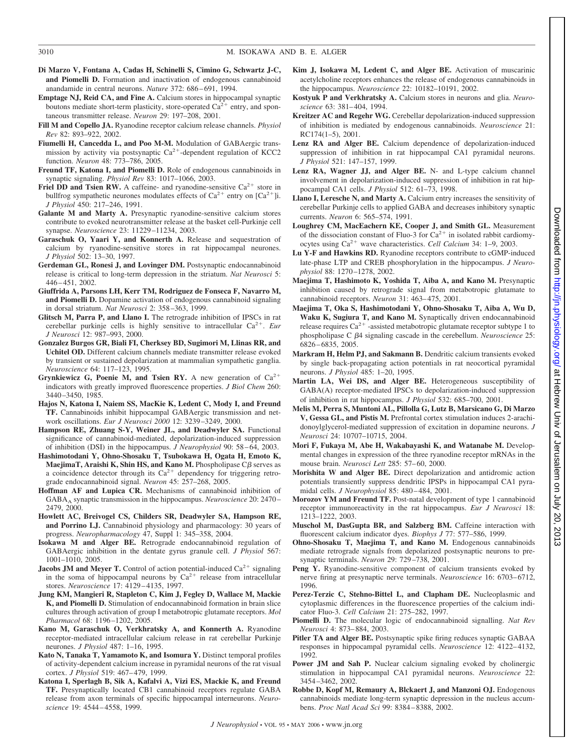**Di Marzo V, Fontana A, Cadas H, Schinelli S, Cimino G, Schwartz J-C, and Piomelli D.** Formation and inactivation of endogenous cannabinoid anandamide in central neurons. *Nature* 372: 686–691, 1994.

**Emptage NJ, Reid CA, and Fine A.** Calcium stores in hippocampal synaptic boutons mediate short-term plasticity, store-operated $Ca^{2+}$ entry, and spontaneous transmitter release. *Neuron* 29: 197–208, 2001.

**Fill M and Copello JA.** Ryanodine receptor calcium release channels. *Physiol Rev* 82: 893–922, 2002.

**Fiumelli H, Cancedda L, and Poo M-M.** Modulation of GABAergic transmission by activity via postsynaptic $Ca^{2+}$-dependent regulation of KCC2 function. *Neuron* 48: 773–786, 2005.

**Freund TF, Katona I, and Piomelli D.** Role of endogenous cannabinoids in synaptic signaling. *Physiol Rev* 83: 1017–1066, 2003.

**Friel DD and Tsien RW.** A caffeine- and ryanodine-sensitive $Ca^{2+}$ store in bullfrog sympathetic neurones modulates effects of $Ca^{2+}$ entry on $[Ca^{2+}]$i. *J Physiol* 450: 217–246, 1991.

**Galante M and Marty A.** Presynaptic ryanodine-sensitive calcium stores contribute to evoked neurotransmitter release at the basket cell-Purkinje cell synapse. *Neuroscience* 23: 11229–11234, 2003.

**Garaschuk O, Yaari Y, and Konnerth A.** Release and sequestration of calcium by ryanodine-sensitive stores in rat hippocampal neurones. *J Physiol* 502: 13–30, 1997.

**Gerdeman GL, Ronesi J, and Lovinger DM.** Postsynaptic endocannabinoid release is critical to long-term depression in the striatum. *Nat Neurosci* 5: 446–451, 2002.

**Giuffrida A, Parsons LH, Kerr TM, Rodriguez de Fonseca F, Navarro M, and Piomelli D.** Dopamine activation of endogenous cannabinoid signaling in dorsal striatum. *Nat Neurosci* 2: 358–363, 1999.

**Glitsch M, Parra P, and Llano I.** The retrograde inhibition of IPSCs in rat cerebellar purkinje cells is highly sensitive to intracellular $Ca^{2+}$. *Eur J Neurosci* 12: 987–993, 2000.

**Gonzalez Burgos GR, Biali FI, Cherksey BD, Sugimori M, Llinas RR, and Uchitel OD.** Different calcium channels mediate transmitter release evoked by transient or sustained depolarization at mammalian sympathetic ganglia. *Neuroscience* 64: 117–123, 1995.

**Grynkiewicz G, Poenie M, and Tsien RY.** A new generation of $Ca^{2+}$ indicators with greatly improved fluorescence properties. *J Biol Chem* 260: 3440–3450, 1985.

**Hajos N, Katona I, Naiem SS, MacKie K, Ledent C, Mody I, and Freund TF.** Cannabinoids inhibit hippocampal GABAergic transmission and network oscillations. *Eur J Neurosci 2000* 12: 3239–3249, 2000.

**Hampson RE, Zhuang S-Y, Weiner JL, and Deadwyler SA.** Functional significance of cannabinoid-mediated, depolarization-induced suppression of inhibition (DSI) in the hippocampus. *J Neurophysiol* 90: 58–64, 2003.

**Hashimotodani Y, Ohno-Shosaku T, Tsubokawa H, Ogata H, Emoto K, MaejimaT, Araishi K, Shin HS, and Kano M.** Phospholipase Cβ serves as a coincidence detector through its $Ca^{2+}$ dependency for triggering retrograde endocannabinoid signal. *Neuron* 45: 257–268, 2005.

**Hoffman AF and Lupica CR.** Mechanisms of cannabinoid inhibition of $GABA_A$ synaptic transmission in the hippocampus. *Neuroscience* 20: 2470–2479, 2000.

**Howlett AC, Breivogel CS, Childers SR, Deadwyler SA, Hampson RE, and Porrino LJ.** Cannabinoid physiology and pharmacology: 30 years of progress. *Neuropharmacology* 47, Suppl 1: 345–358, 2004.

**Isokawa M and Alger BE.** Retrograde endocannabinoid regulation of GABAergic inhibition in the dentate gyrus granule cell. *J Physiol* 567: 1001–1010, 2005.

**Jacobs JM and Meyer T.** Control of action potential-induced $Ca^{2+}$ signaling in the soma of hippocampal neurons by $Ca^{2+}$ release from intracellular stores. *Neuroscience* 17: 4129–4135, 1997.

**Jung KM, Mangieri R, Stapleton C, Kim J, Fegley D, Wallace M, Mackie K, and Piomelli D.** Stimulation of endocannabinoid formation in brain slice cultures through activation of group I metabotropic glutamate receptors. *Mol Pharmacol* 68: 1196–1202, 2005.

**Kano M, Garaschuk O, Verkhratsky A, and Konnerth A.** Ryanodine receptor-mediated intracellular calcium release in rat cerebellar Purkinje neurones. *J Physiol* 487: 1–16, 1995.

**Kato N, Tanaka T, Yamamoto K, and Isomura Y.** Distinct temporal profiles of activity-dependent calcium increase in pyramidal neurons of the rat visual cortex. *J Physiol* 519: 467–479, 1999.

**Katona I, Sperlagh B, Sik A, Kafalvi A, Vizi ES, Mackie K, and Freund TF.** Presynaptically located CB1 cannabinoid receptors regulate GABA release from axon terminals of specific hippocampal interneurons. *Neuroscience* 19: 4544–4558, 1999.

**Kim J, Isokawa M, Ledent C, and Alger BE.** Activation of muscarinic acetylcholine receptors enhances the release of endogenous cannabinoids in the hippocampus. *Neuroscience* 22: 10182–10191, 2002.

**Kostyuk P and Verkhratsky A.** Calcium stores in neurons and glia. *Neuroscience* 63: 381–404, 1994.

**Kreitzer AC and Regehr WG.** Cerebellar depolarization-induced suppression of inhibition is mediated by endogenous cannabinoids. *Neuroscience* 21: RC174(1–5), 2001.

**Lenz RA and Alger BE.** Calcium dependence of depolarization-induced suppression of inhibition in rat hippocampal CA1 pyramidal neurons. *J Physiol* 521: 147–157, 1999.

**Lenz RA, Wagner JJ, and Alger BE.** N- and L-type calcium channel involvement in depolarization-induced suppression of inhibition in rat hippocampal CA1 cells. *J Physiol* 512: 61–73, 1998.

**Llano I, Leresche N, and Marty A.** Calcium entry increases the sensitivity of cerebellar Purkinje cells to applied GABA and decreases inhibitory synaptic currents. *Neuron* 6: 565–574, 1991.

**Loughrey CM, MacEachern KE, Cooper J, and Smith GL.** Measurement of the dissociation constant of Fluo-3 for $Ca^{2+}$ in isolated rabbit cardiomyocytes using $Ca^{2+}$ wave characteristics. *Cell Calcium* 34: 1–9, 2003.

**Lu Y-F and Hawkins RD.** Ryanodine receptors contribute to cGMP-induced late-phase LTP and CREB phosphorylation in the hippocampus. *J Neurophysiol* 88: 1270–1278, 2002.

**Maejima T, Hashimoto K, Yoshida T, Aiba A, and Kano M.** Presynaptic inhibition caused by retrograde signal from metabotropic glutamate to cannabinoid receptors. *Neuron* 31: 463–475, 2001.

**Maejima T, Oka S, Hashimotodani Y, Ohno-Shosaku T, Aiba A, Wu D, Waku K, Sugiura T, and Kano M.** Synaptically driven endocannabinoid release requires $Ca^{2+}$ -assisted metabotropic glutamate receptor subtype 1 to phospholipase C β4 signaling cascade in the cerebellum. *Neuroscience* 25: 6826–6835, 2005.

**Markram H, Helm PJ, and Sakmann B.** Dendritic calcium transients evoked by single back-propagating action potentials in rat neocortical pyramidal neurons. *J Physiol* 485: 1–20, 1995.

**Martin LA, Wei DS, and Alger BE.** Heterogeneous susceptibility of GABA(A) receptor-mediated IPSCs to depolarization-induced suppression of inhibition in rat hippocampus. *J Physiol* 532: 685–700, 2001.

**Melis M, Perra S, Muntoni AL, Pillolla G, Lutz B, Marsicano G, Di Marzo V, Gessa GL, and Pistis M.** Prefrontal cortex stimulation induces 2-arachidonoylglycerol-mediated suppression of excitation in dopamine neurons. *J Neurosci* 24: 10707–10715, 2004.

**Mori F, Fukaya M, Abe H, Wakabayashi K, and Watanabe M.** Developmental changes in expression of the three ryanodine receptor mRNAs in the mouse brain. *Neurosci Lett* 285: 57–60, 2000.

**Morishita W and Alger BE.** Direct depolarization and antidromic action potentials transiently suppress dendritic IPSPs in hippocampal CA1 pyramidal cells. *J Neurophysiol* 85: 480–484, 2001.

**Morozov YM and Freund TF.** Post-natal development of type 1 cannabinoid receptor immunoreactivity in the rat hippocampus. *Eur J Neurosci* 18: 1213–1222, 2003.

**Muschol M, DasGupta BR, and Salzberg BM.** Caffeine interaction with fluorescent calcium indicator dyes. *Biophys J* 77: 577–586, 1999.

**Ohno-Shosaku T, Maejima T, and Kano M.** Endogenous cannabinoids mediate retrograde signals from depolarized postsynaptic neurons to presynaptic terminals. *Neuron* 29: 729–738, 2001.

**Peng Y.** Ryanodine-sensitive component of calcium transients evoked by nerve firing at presynaptic nerve terminals. *Neuroscience* 16: 6703–6712, 1996.

**Perez-Terzic C, Stehno-Bittel L, and Clapham DE.** Nucleoplasmic and cytoplasmic differences in the fluorescence properties of the calcium indicator Fluo-3. *Cell Calcium* 21: 275–282, 1997.

**Piomelli D.** The molecular logic of endocannabinoid signalling. *Nat Rev Neurosci* 4: 873–884, 2003.

**Pitler TA and Alger BE.** Postsynaptic spike firing reduces synaptic GABAA responses in hippocampal pyramidal cells. *Neuroscience* 12: 4122–4132, 1992.

**Power JM and Sah P.** Nuclear calcium signaling evoked by cholinergic stimulation in hippocampal CA1 pyramidal neurons. *Neuroscience* 22: 3454–3462, 2002.

**Robbe D, Kopf M, Remaury A, Blckaert J, and Manzoni OJ.** Endogenous cannabinoids mediate long-term synaptic depression in the nucleus accumbens. *Proc Natl Acad Sci* 99: 8384–8388, 2002.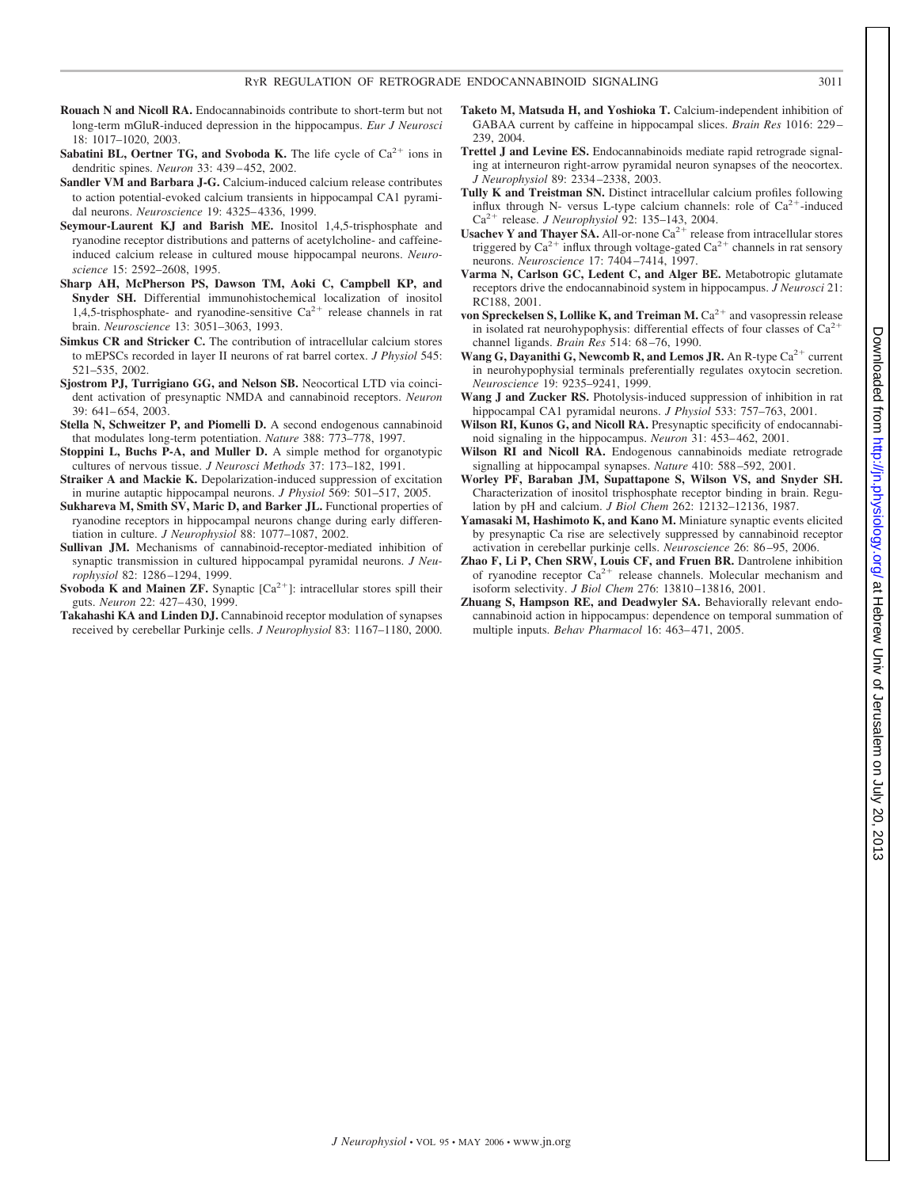**Rouach N and Nicoll RA.** Endocannabinoids contribute to short-term but not long-term mGluR-induced depression in the hippocampus. *Eur J Neurosci* 18: 1017–1020, 2003.

**Sabatini BL, Oertner TG, and Svoboda K.** The life cycle of $Ca^{2+}$ ions in dendritic spines. *Neuron* 33: 439–452, 2002.

**Sandler VM and Barbara J-G.** Calcium-induced calcium release contributes to action potential-evoked calcium transients in hippocampal CA1 pyramidal neurons. *Neuroscience* 19: 4325–4336, 1999.

**Seymour-Laurent KJ and Barish ME.** Inositol 1,4,5-trisphosphate and ryanodine receptor distributions and patterns of acetylcholine- and caffeine-induced calcium release in cultured mouse hippocampal neurons. *Neuroscience* 15: 2592–2608, 1995.

**Sharp AH, McPherson PS, Dawson TM, Aoki C, Campbell KP, and Snyder SH.** Differential immunohistochemical localization of inositol 1,4,5-trisphosphate- and ryanodine-sensitive $Ca^{2+}$ release channels in rat brain. *Neuroscience* 13: 3051–3063, 1993.

**Simkus CR and Stricker C.** The contribution of intracellular calcium stores to mEPSCs recorded in layer II neurons of rat barrel cortex. *J Physiol* 545: 521–535, 2002.

**Sjostrom PJ, Turrigiano GG, and Nelson SB.** Neocortical LTD via coincident activation of presynaptic NMDA and cannabinoid receptors. *Neuron* 39: 641–654, 2003.

**Stella N, Schweitzer P, and Piomelli D.** A second endogenous cannabinoid that modulates long-term potentiation. *Nature* 388: 773–778, 1997.

**Stoppini L, Buchs P-A, and Muller D.** A simple method for organotypic cultures of nervous tissue. *J Neurosci Methods* 37: 173–182, 1991.

**Straiker A and Mackie K.** Depolarization-induced suppression of excitation in murine autaptic hippocampal neurons. *J Physiol* 569: 501–517, 2005.

**Sukhareva M, Smith SV, Maric D, and Barker JL.** Functional properties of ryanodine receptors in hippocampal neurons change during early differentiation in culture. *J Neurophysiol* 88: 1077–1087, 2002.

**Sullivan JM.** Mechanisms of cannabinoid-receptor-mediated inhibition of synaptic transmission in cultured hippocampal pyramidal neurons. *J Neurophysiol* 82: 1286–1294, 1999.

**Svoboda K and Mainen ZF.** Synaptic $[Ca^{2+}]$: intracellular stores spill their guts. *Neuron* 22: 427–430, 1999.

**Takahashi KA and Linden DJ.** Cannabinoid receptor modulation of synapses received by cerebellar Purkinje cells. *J Neurophysiol* 83: 1167–1180, 2000.

**Taketo M, Matsuda H, and Yoshioka T.** Calcium-independent inhibition of GABAA current by caffeine in hippocampal slices. *Brain Res* 1016: 229–239, 2004.

**Trettel J and Levine ES.** Endocannabinoids mediate rapid retrograde signaling at interneuron right-arrow pyramidal neuron synapses of the neocortex. *J Neurophysiol* 89: 2334–2338, 2003.

**Tully K and Treistman SN.** Distinct intracellular calcium profiles following influx through N- versus L-type calcium channels: role of $Ca^{2+}$-induced $Ca^{2+}$ release. *J Neurophysiol* 92: 135–143, 2004.

**Usachev Y and Thayer SA.** All-or-none $Ca^{2+}$ release from intracellular stores triggered by $Ca^{2+}$ influx through voltage-gated $Ca^{2+}$ channels in rat sensory neurons. *Neuroscience* 17: 7404–7414, 1997.

**Varma N, Carlson GC, Ledent C, and Alger BE.** Metabotropic glutamate receptors drive the endocannabinoid system in hippocampus. *J Neurosci* 21: RC188, 2001.

**von Spreckelsen S, Lollike K, and Treiman M.** $Ca^{2+}$ and vasopressin release in isolated rat neurohypophysis: differential effects of four classes of $Ca^{2+}$ channel ligands. *Brain Res* 514: 68–76, 1990.

**Wang G, Dayanithi G, Newcomb R, and Lemos JR.** An R-type $Ca^{2+}$ current in neurohypophysial terminals preferentially regulates oxytocin secretion. *Neuroscience* 19: 9235–9241, 1999.

**Wang J and Zucker RS.** Photolysis-induced suppression of inhibition in rat hippocampal CA1 pyramidal neurons. *J Physiol* 533: 757–763, 2001.

**Wilson RI, Kunos G, and Nicoll RA.** Presynaptic specificity of endocannabinoid signaling in the hippocampus. *Neuron* 31: 453–462, 2001.

**Wilson RI and Nicoll RA.** Endogenous cannabinoids mediate retrograde signalling at hippocampal synapses. *Nature* 410: 588–592, 2001.

**Worley PF, Baraban JM, Supattapone S, Wilson VS, and Snyder SH.** Characterization of inositol trisphosphate receptor binding in brain. Regulation by pH and calcium. *J Biol Chem* 262: 12132–12136, 1987.

**Yamasaki M, Hashimoto K, and Kano M.** Miniature synaptic events elicited by presynaptic Ca rise are selectively suppressed by cannabinoid receptor activation in cerebellar purkinje cells. *Neuroscience* 26: 86–95, 2006.

**Zhao F, Li P, Chen SRW, Louis CF, and Fruen BR.** Dantrolene inhibition of ryanodine receptor $Ca^{2+}$ release channels. Molecular mechanism and isoform selectivity. *J Biol Chem* 276: 13810–13816, 2001.

**Zhuang S, Hampson RE, and Deadwyler SA.** Behaviorally relevant endocannabinoid action in hippocampus: dependence on temporal summation of multiple inputs. *Behav Pharmacol* 16: 463–471, 2005.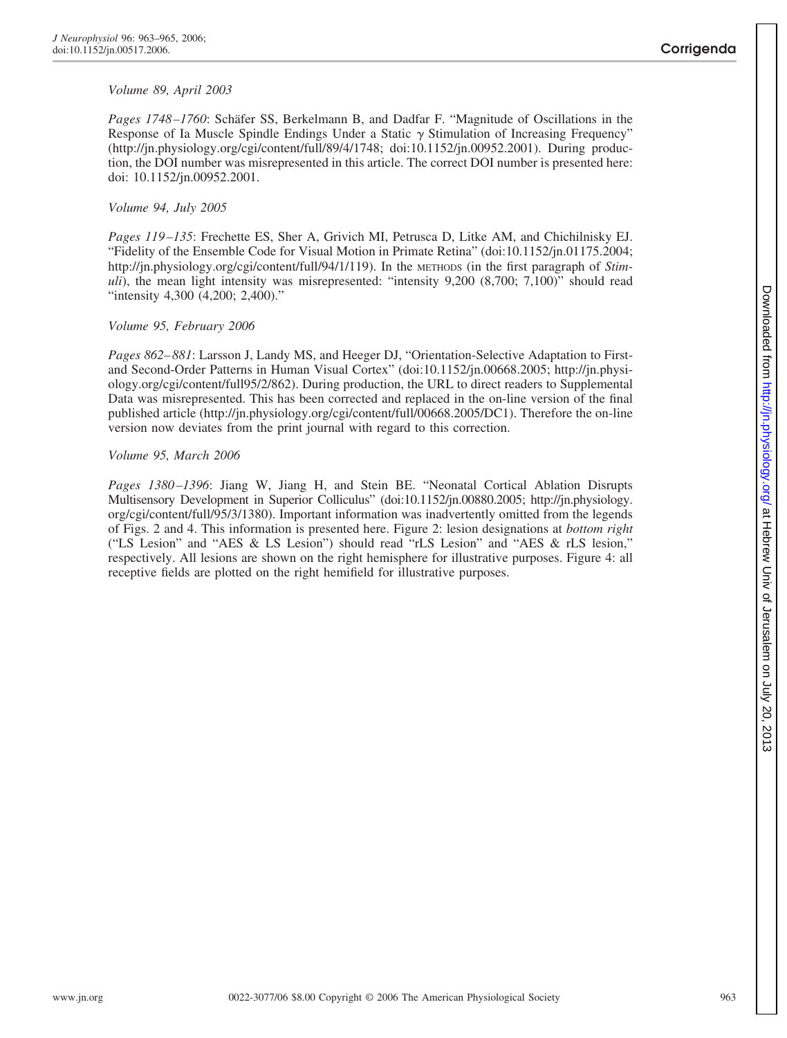## Corrigenda

*Volume 89, April 2003*

*Pages 1748–1760*: Schäfer SS, Berkelmann B, and Dadfar F. "Magnitude of Oscillations in the Response of Ia Muscle Spindle Endings Under a Static $\gamma$ Stimulation of Increasing Frequency" (http://jn.physiology.org/cgi/content/full/89/4/1748; doi:10.1152/jn.00952.2001). During production, the DOI number was misrepresented in this article. The correct DOI number is presented here: doi: 10.1152/jn.00952.2001.

*Volume 94, July 2005*

*Pages 119–135*: Frechette ES, Sher A, Grivich MI, Petrusca D, Litke AM, and Chichilnisky EJ. "Fidelity of the Ensemble Code for Visual Motion in Primate Retina" (doi:10.1152/jn.01175.2004; http://jn.physiology.org/cgi/content/full/94/1/119). In the METHODS (in the first paragraph of *Stimuli*), the mean light intensity was misrepresented: "intensity 9,200 (8,700; 7,100)" should read "intensity 4,300 (4,200; 2,400)."

*Volume 95, February 2006*

*Pages 862–881*: Larsson J, Landy MS, and Heeger DJ, "Orientation-Selective Adaptation to First- and Second-Order Patterns in Human Visual Cortex" (doi:10.1152/jn.00668.2005; http://jn.physiology.org/cgi/content/full95/2/862). During production, the URL to direct readers to Supplemental Data was misrepresented. This has been corrected and replaced in the on-line version of the final published article (http://jn.physiology.org/cgi/content/full/00668.2005/DC1). Therefore the on-line version now deviates from the print journal with regard to this correction.

*Volume 95, March 2006*

*Pages 1380–1396*: Jiang W, Jiang H, and Stein BE. "Neonatal Cortical Ablation Disrupts Multisensory Development in Superior Colliculus" (doi:10.1152/jn.00880.2005; http://jn.physiology.org/cgi/content/full/95/3/1380). Important information was inadvertently omitted from the legends of Figs. 2 and 4. This information is presented here. Figure 2: lesion designations at *bottom right* ("LS Lesion" and "AES & LS Lesion") should read "rLS Lesion" and "AES & rLS lesion," respectively. All lesions are shown on the right hemisphere for illustrative purposes. Figure 4: all receptive fields are plotted on the right hemifield for illustrative purposes.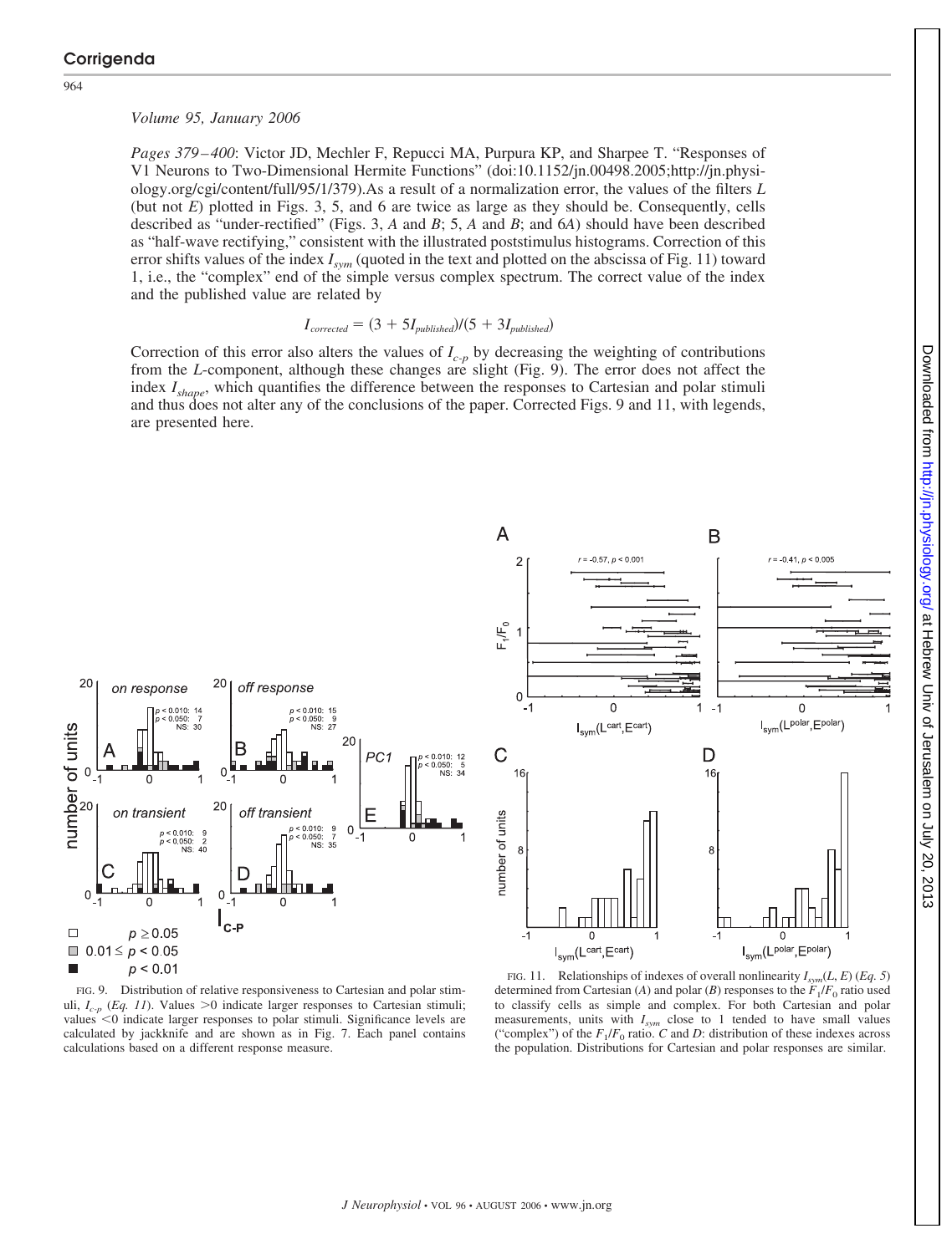## Corrigenda

*Volume 95, January 2006*

*Pages 379–400*: Victor JD, Mechler F, Repucci MA, Purpura KP, and Sharpee T. "Responses of V1 Neurons to Two-Dimensional Hermite Functions" (doi:10.1152/jn.00498.2005;http://jn.physiology.org/cgi/content/full/95/1/379).As a result of a normalization error, the values of the filters *L* (but not *E*) plotted in Figs. 3, 5, and 6 are twice as large as they should be. Consequently, cells described as "under-rectified" (Figs. 3, *A* and *B*; 5, *A* and *B*; and 6*A*) should have been described as "half-wave rectifying," consistent with the illustrated poststimulus histograms. Correction of this error shifts values of the index $I_{sym}$ (quoted in the text and plotted on the abscissa of Fig. 11) toward 1, i.e., the "complex" end of the simple versus complex spectrum. The correct value of the index and the published value are related by

$$I_{corrected} = (3 + 5I_{published})/(5 + 3I_{published})$$

Correction of this error also alters the values of $I_{c\text{-}p}$ by decreasing the weighting of contributions from the *L*-component, although these changes are slight (Fig. 9). The error does not affect the index $I_{shape}$, which quantifies the difference between the responses to Cartesian and polar stimuli and thus does not alter any of the conclusions of the paper. Corrected Figs. 9 and 11, with legends, are presented here.

FIG. 9. Distribution of relative responsiveness to Cartesian and polar stimuli, $I_{c\text{-}p}$ (*Eq. 11*). Values >0 indicate larger responses to Cartesian stimuli; values <0 indicate larger responses to polar stimuli. Significance levels are calculated by jackknife and are shown as in Fig. 7. Each panel contains calculations based on a different response measure.

FIG. 11. Relationships of indexes of overall nonlinearity $I_{sym}(L, E)$ (*Eq. 5*) determined from Cartesian (*A*) and polar (*B*) responses to the $F_1/F_0$ ratio used to classify cells as simple and complex. For both Cartesian and polar measurements, units with $I_{sym}$ close to 1 tended to have small values ("complex") of the $F_1/F_0$ ratio. *C* and *D*: distribution of these indexes across the population. Distributions for Cartesian and polar responses are similar.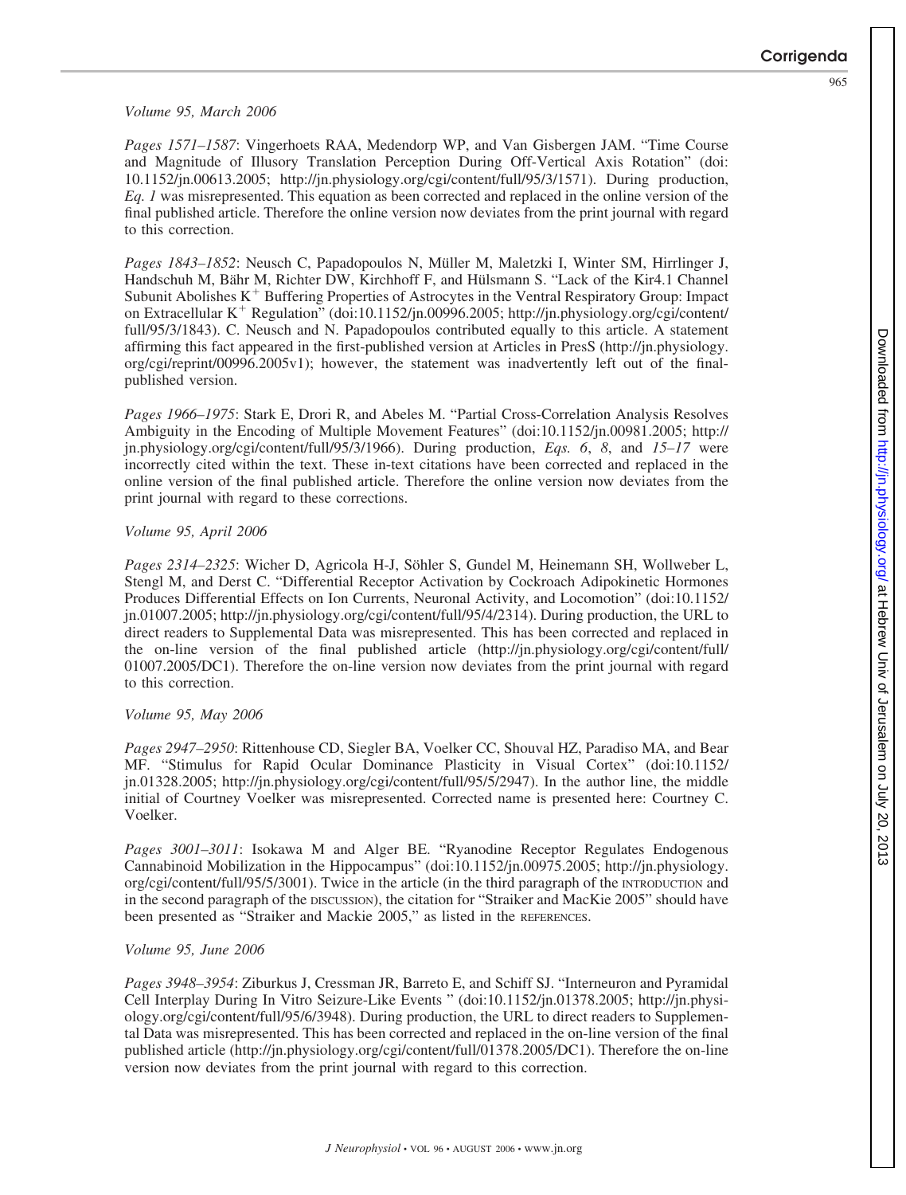# Corrigenda

*Volume 95, March 2006*

*Pages 1571–1587*: Vingerhoets RAA, Medendorp WP, and Van Gisbergen JAM. "Time Course and Magnitude of Illusory Translation Perception During Off-Vertical Axis Rotation" (doi: 10.1152/jn.00613.2005; http://jn.physiology.org/cgi/content/full/95/3/1571). During production, *Eq. 1* was misrepresented. This equation as been corrected and replaced in the online version of the final published article. Therefore the online version now deviates from the print journal with regard to this correction.

*Pages 1843–1852*: Neusch C, Papadopoulos N, Müller M, Maletzki I, Winter SM, Hirrlinger J, Handschuh M, Bähr M, Richter DW, Kirchhoff F, and Hülsmann S. "Lack of the Kir4.1 Channel Subunit Abolishes $K^+$ Buffering Properties of Astrocytes in the Ventral Respiratory Group: Impact on Extracellular $K^+$ Regulation" (doi:10.1152/jn.00996.2005; http://jn.physiology.org/cgi/content/full/95/3/1843). C. Neusch and N. Papadopoulos contributed equally to this article. A statement affirming this fact appeared in the first-published version at Articles in PresS (http://jn.physiology.org/cgi/reprint/00996.2005v1); however, the statement was inadvertently left out of the final-published version.

*Pages 1966–1975*: Stark E, Drori R, and Abeles M. "Partial Cross-Correlation Analysis Resolves Ambiguity in the Encoding of Multiple Movement Features" (doi:10.1152/jn.00981.2005; http://jn.physiology.org/cgi/content/full/95/3/1966). During production, *Eqs. 6*, *8*, and *15–17* were incorrectly cited within the text. These in-text citations have been corrected and replaced in the online version of the final published article. Therefore the online version now deviates from the print journal with regard to these corrections.

*Volume 95, April 2006*

*Pages 2314–2325*: Wicher D, Agricola H-J, Söhler S, Gundel M, Heinemann SH, Wollweber L, Stengl M, and Derst C. "Differential Receptor Activation by Cockroach Adipokinetic Hormones Produces Differential Effects on Ion Currents, Neuronal Activity, and Locomotion" (doi:10.1152/jn.01007.2005; http://jn.physiology.org/cgi/content/full/95/4/2314). During production, the URL to direct readers to Supplemental Data was misrepresented. This has been corrected and replaced in the on-line version of the final published article (http://jn.physiology.org/cgi/content/full/01007.2005/DC1). Therefore the on-line version now deviates from the print journal with regard to this correction.

*Volume 95, May 2006*

*Pages 2947–2950*: Rittenhouse CD, Siegler BA, Voelker CC, Shouval HZ, Paradiso MA, and Bear MF. "Stimulus for Rapid Ocular Dominance Plasticity in Visual Cortex" (doi:10.1152/jn.01328.2005; http://jn.physiology.org/cgi/content/full/95/5/2947). In the author line, the middle initial of Courtney Voelker was misrepresented. Corrected name is presented here: Courtney C. Voelker.

*Pages 3001–3011*: Isokawa M and Alger BE. "Ryanodine Receptor Regulates Endogenous Cannabinoid Mobilization in the Hippocampus" (doi:10.1152/jn.00975.2005; http://jn.physiology.org/cgi/content/full/95/5/3001). Twice in the article (in the third paragraph of the INTRODUCTION and in the second paragraph of the DISCUSSION), the citation for "Straiker and MacKie 2005" should have been presented as "Straiker and Mackie 2005," as listed in the REFERENCES.

*Volume 95, June 2006*

*Pages 3948–3954*: Ziburkus J, Cressman JR, Barreto E, and Schiff SJ. "Interneuron and Pyramidal Cell Interplay During In Vitro Seizure-Like Events " (doi:10.1152/jn.01378.2005; http://jn.physiology.org/cgi/content/full/95/6/3948). During production, the URL to direct readers to Supplemental Data was misrepresented. This has been corrected and replaced in the on-line version of the final published article (http://jn.physiology.org/cgi/content/full/01378.2005/DC1). Therefore the on-line version now deviates from the print journal with regard to this correction.